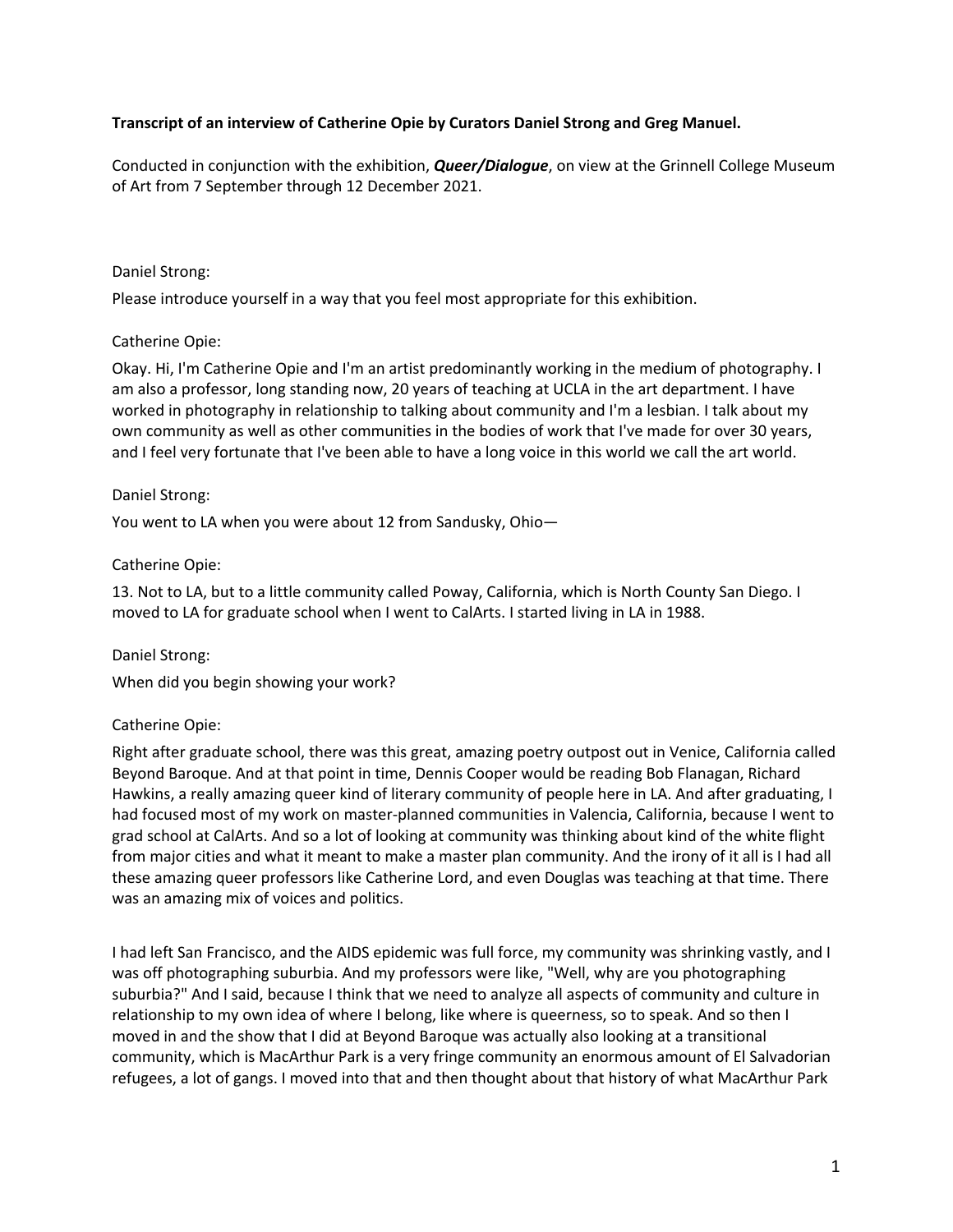**Transcript of an interview of Catherine Opie by Curators Daniel Strong and Greg Manuel.**

Conducted in conjunction with the exhibition, ***Queer/Dialogue***, on view at the Grinnell College Museum of Art from 7 September through 12 December 2021.

Daniel Strong:

Please introduce yourself in a way that you feel most appropriate for this exhibition.

Catherine Opie:

Okay. Hi, I'm Catherine Opie and I'm an artist predominantly working in the medium of photography. I am also a professor, long standing now, 20 years of teaching at UCLA in the art department. I have worked in photography in relationship to talking about community and I'm a lesbian. I talk about my own community as well as other communities in the bodies of work that I've made for over 30 years, and I feel very fortunate that I've been able to have a long voice in this world we call the art world.

Daniel Strong:

You went to LA when you were about 12 from Sandusky, Ohio—

Catherine Opie:

13. Not to LA, but to a little community called Poway, California, which is North County San Diego. I moved to LA for graduate school when I went to CalArts. I started living in LA in 1988.

Daniel Strong:

When did you begin showing your work?

Catherine Opie:

Right after graduate school, there was this great, amazing poetry outpost out in Venice, California called Beyond Baroque. And at that point in time, Dennis Cooper would be reading Bob Flanagan, Richard Hawkins, a really amazing queer kind of literary community of people here in LA. And after graduating, I had focused most of my work on master-planned communities in Valencia, California, because I went to grad school at CalArts. And so a lot of looking at community was thinking about kind of the white flight from major cities and what it meant to make a master plan community. And the irony of it all is I had all these amazing queer professors like Catherine Lord, and even Douglas was teaching at that time. There was an amazing mix of voices and politics.

I had left San Francisco, and the AIDS epidemic was full force, my community was shrinking vastly, and I was off photographing suburbia. And my professors were like, "Well, why are you photographing suburbia?" And I said, because I think that we need to analyze all aspects of community and culture in relationship to my own idea of where I belong, like where is queerness, so to speak. And so then I moved in and the show that I did at Beyond Baroque was actually also looking at a transitional community, which is MacArthur Park is a very fringe community an enormous amount of El Salvadorian refugees, a lot of gangs. I moved into that and then thought about that history of what MacArthur Park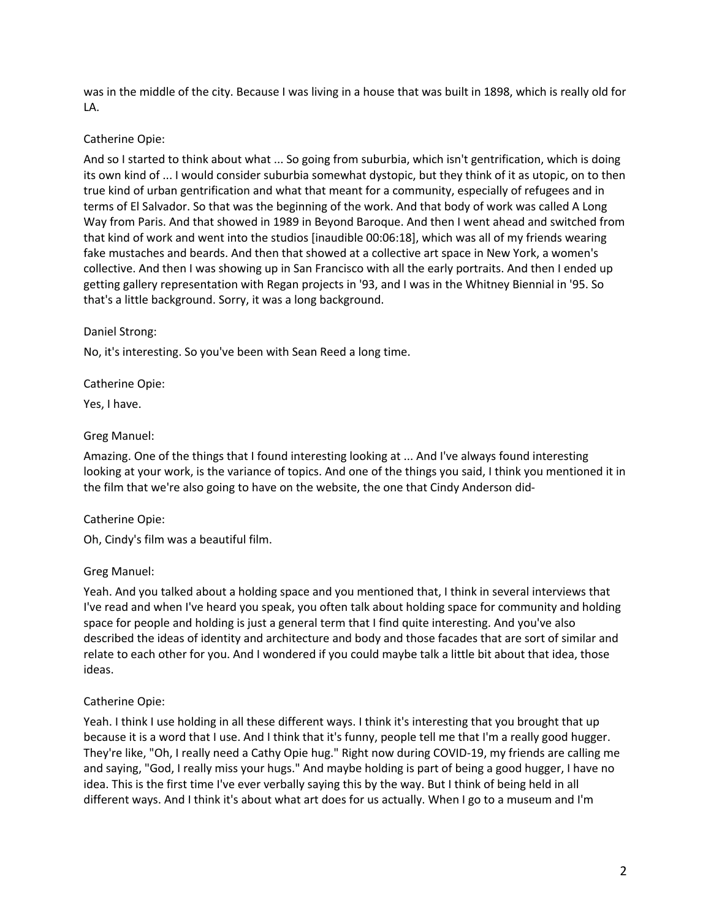was in the middle of the city. Because I was living in a house that was built in 1898, which is really old for LA.

Catherine Opie:

And so I started to think about what ... So going from suburbia, which isn't gentrification, which is doing its own kind of ... I would consider suburbia somewhat dystopic, but they think of it as utopic, on to then true kind of urban gentrification and what that meant for a community, especially of refugees and in terms of El Salvador. So that was the beginning of the work. And that body of work was called A Long Way from Paris. And that showed in 1989 in Beyond Baroque. And then I went ahead and switched from that kind of work and went into the studios [inaudible 00:06:18], which was all of my friends wearing fake mustaches and beards. And then that showed at a collective art space in New York, a women's collective. And then I was showing up in San Francisco with all the early portraits. And then I ended up getting gallery representation with Regan projects in '93, and I was in the Whitney Biennial in '95. So that's a little background. Sorry, it was a long background.

Daniel Strong:

No, it's interesting. So you've been with Sean Reed a long time.

Catherine Opie:

Yes, I have.

Greg Manuel:

Amazing. One of the things that I found interesting looking at ... And I've always found interesting looking at your work, is the variance of topics. And one of the things you said, I think you mentioned it in the film that we're also going to have on the website, the one that Cindy Anderson did-

Catherine Opie:

Oh, Cindy's film was a beautiful film.

Greg Manuel:

Yeah. And you talked about a holding space and you mentioned that, I think in several interviews that I've read and when I've heard you speak, you often talk about holding space for community and holding space for people and holding is just a general term that I find quite interesting. And you've also described the ideas of identity and architecture and body and those facades that are sort of similar and relate to each other for you. And I wondered if you could maybe talk a little bit about that idea, those ideas.

Catherine Opie:

Yeah. I think I use holding in all these different ways. I think it's interesting that you brought that up because it is a word that I use. And I think that it's funny, people tell me that I'm a really good hugger. They're like, "Oh, I really need a Cathy Opie hug." Right now during COVID-19, my friends are calling me and saying, "God, I really miss your hugs." And maybe holding is part of being a good hugger, I have no idea. This is the first time I've ever verbally saying this by the way. But I think of being held in all different ways. And I think it's about what art does for us actually. When I go to a museum and I'm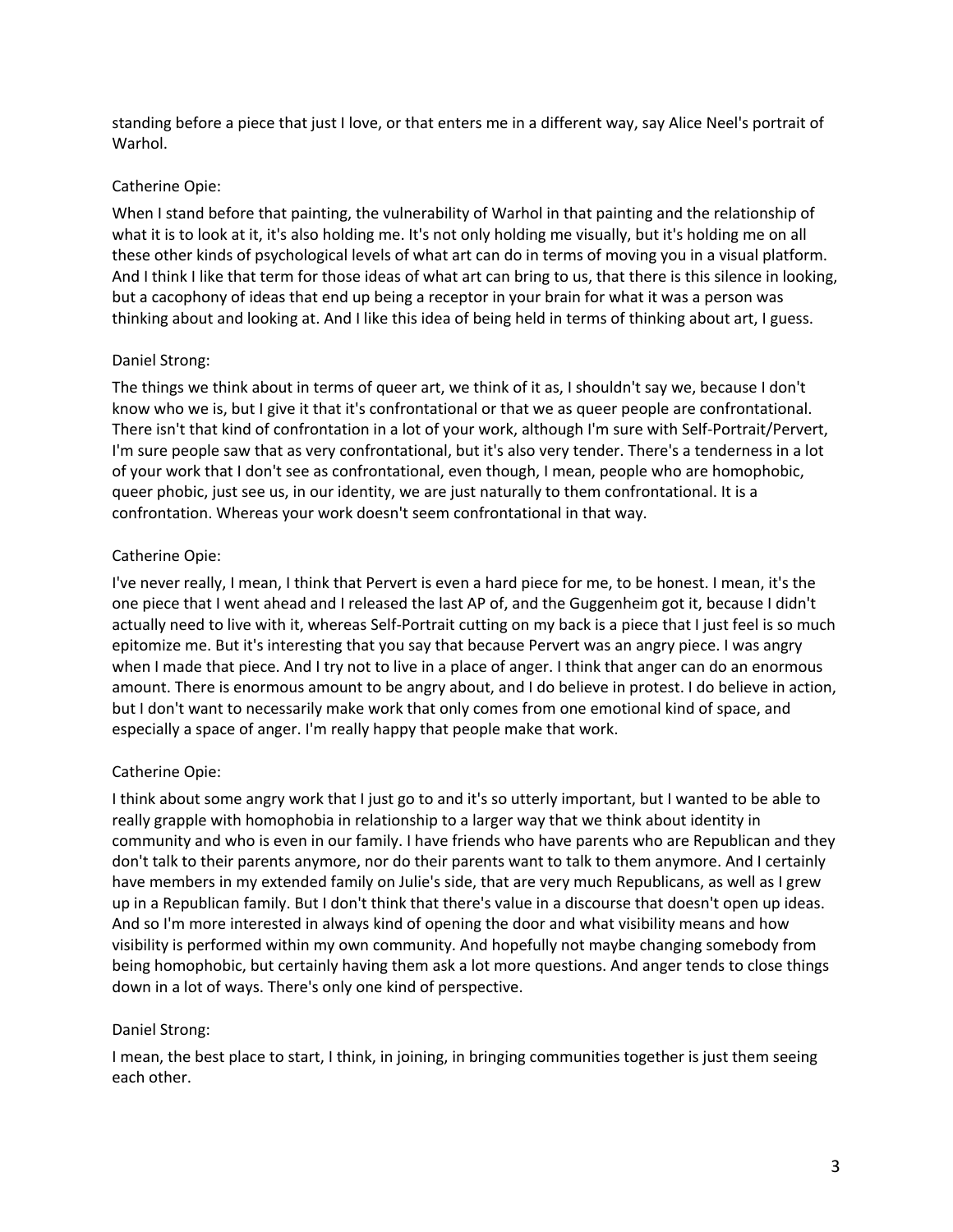standing before a piece that just I love, or that enters me in a different way, say Alice Neel's portrait of Warhol.

Catherine Opie:

When I stand before that painting, the vulnerability of Warhol in that painting and the relationship of what it is to look at it, it's also holding me. It's not only holding me visually, but it's holding me on all these other kinds of psychological levels of what art can do in terms of moving you in a visual platform. And I think I like that term for those ideas of what art can bring to us, that there is this silence in looking, but a cacophony of ideas that end up being a receptor in your brain for what it was a person was thinking about and looking at. And I like this idea of being held in terms of thinking about art, I guess.

Daniel Strong:

The things we think about in terms of queer art, we think of it as, I shouldn't say we, because I don't know who we is, but I give it that it's confrontational or that we as queer people are confrontational. There isn't that kind of confrontation in a lot of your work, although I'm sure with Self-Portrait/Pervert, I'm sure people saw that as very confrontational, but it's also very tender. There's a tenderness in a lot of your work that I don't see as confrontational, even though, I mean, people who are homophobic, queer phobic, just see us, in our identity, we are just naturally to them confrontational. It is a confrontation. Whereas your work doesn't seem confrontational in that way.

Catherine Opie:

I've never really, I mean, I think that Pervert is even a hard piece for me, to be honest. I mean, it's the one piece that I went ahead and I released the last AP of, and the Guggenheim got it, because I didn't actually need to live with it, whereas Self-Portrait cutting on my back is a piece that I just feel is so much epitomize me. But it's interesting that you say that because Pervert was an angry piece. I was angry when I made that piece. And I try not to live in a place of anger. I think that anger can do an enormous amount. There is enormous amount to be angry about, and I do believe in protest. I do believe in action, but I don't want to necessarily make work that only comes from one emotional kind of space, and especially a space of anger. I'm really happy that people make that work.

Catherine Opie:

I think about some angry work that I just go to and it's so utterly important, but I wanted to be able to really grapple with homophobia in relationship to a larger way that we think about identity in community and who is even in our family. I have friends who have parents who are Republican and they don't talk to their parents anymore, nor do their parents want to talk to them anymore. And I certainly have members in my extended family on Julie's side, that are very much Republicans, as well as I grew up in a Republican family. But I don't think that there's value in a discourse that doesn't open up ideas. And so I'm more interested in always kind of opening the door and what visibility means and how visibility is performed within my own community. And hopefully not maybe changing somebody from being homophobic, but certainly having them ask a lot more questions. And anger tends to close things down in a lot of ways. There's only one kind of perspective.

Daniel Strong:

I mean, the best place to start, I think, in joining, in bringing communities together is just them seeing each other.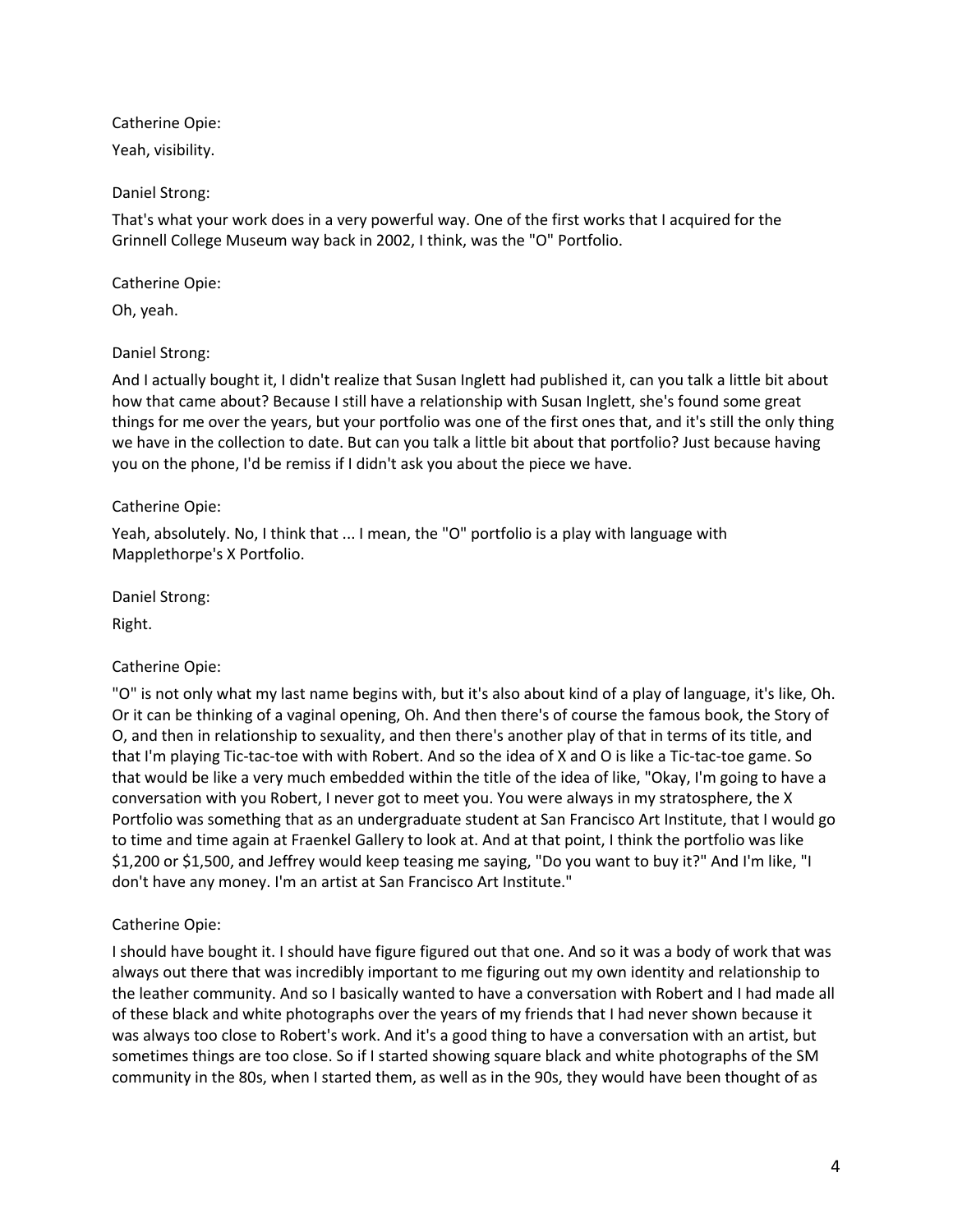Catherine Opie:

Yeah, visibility.

Daniel Strong:

That's what your work does in a very powerful way. One of the first works that I acquired for the Grinnell College Museum way back in 2002, I think, was the "O" Portfolio.

Catherine Opie:

Oh, yeah.

Daniel Strong:

And I actually bought it, I didn't realize that Susan Inglett had published it, can you talk a little bit about how that came about? Because I still have a relationship with Susan Inglett, she's found some great things for me over the years, but your portfolio was one of the first ones that, and it's still the only thing we have in the collection to date. But can you talk a little bit about that portfolio? Just because having you on the phone, I'd be remiss if I didn't ask you about the piece we have.

Catherine Opie:

Yeah, absolutely. No, I think that ... I mean, the "O" portfolio is a play with language with Mapplethorpe's X Portfolio.

Daniel Strong:

Right.

Catherine Opie:

"O" is not only what my last name begins with, but it's also about kind of a play of language, it's like, Oh. Or it can be thinking of a vaginal opening, Oh. And then there's of course the famous book, the Story of O, and then in relationship to sexuality, and then there's another play of that in terms of its title, and that I'm playing Tic-tac-toe with with Robert. And so the idea of X and O is like a Tic-tac-toe game. So that would be like a very much embedded within the title of the idea of like, "Okay, I'm going to have a conversation with you Robert, I never got to meet you. You were always in my stratosphere, the X Portfolio was something that as an undergraduate student at San Francisco Art Institute, that I would go to time and time again at Fraenkel Gallery to look at. And at that point, I think the portfolio was like $1,200 or $1,500, and Jeffrey would keep teasing me saying, "Do you want to buy it?" And I'm like, "I don't have any money. I'm an artist at San Francisco Art Institute."

Catherine Opie:

I should have bought it. I should have figure figured out that one. And so it was a body of work that was always out there that was incredibly important to me figuring out my own identity and relationship to the leather community. And so I basically wanted to have a conversation with Robert and I had made all of these black and white photographs over the years of my friends that I had never shown because it was always too close to Robert's work. And it's a good thing to have a conversation with an artist, but sometimes things are too close. So if I started showing square black and white photographs of the SM community in the 80s, when I started them, as well as in the 90s, they would have been thought of as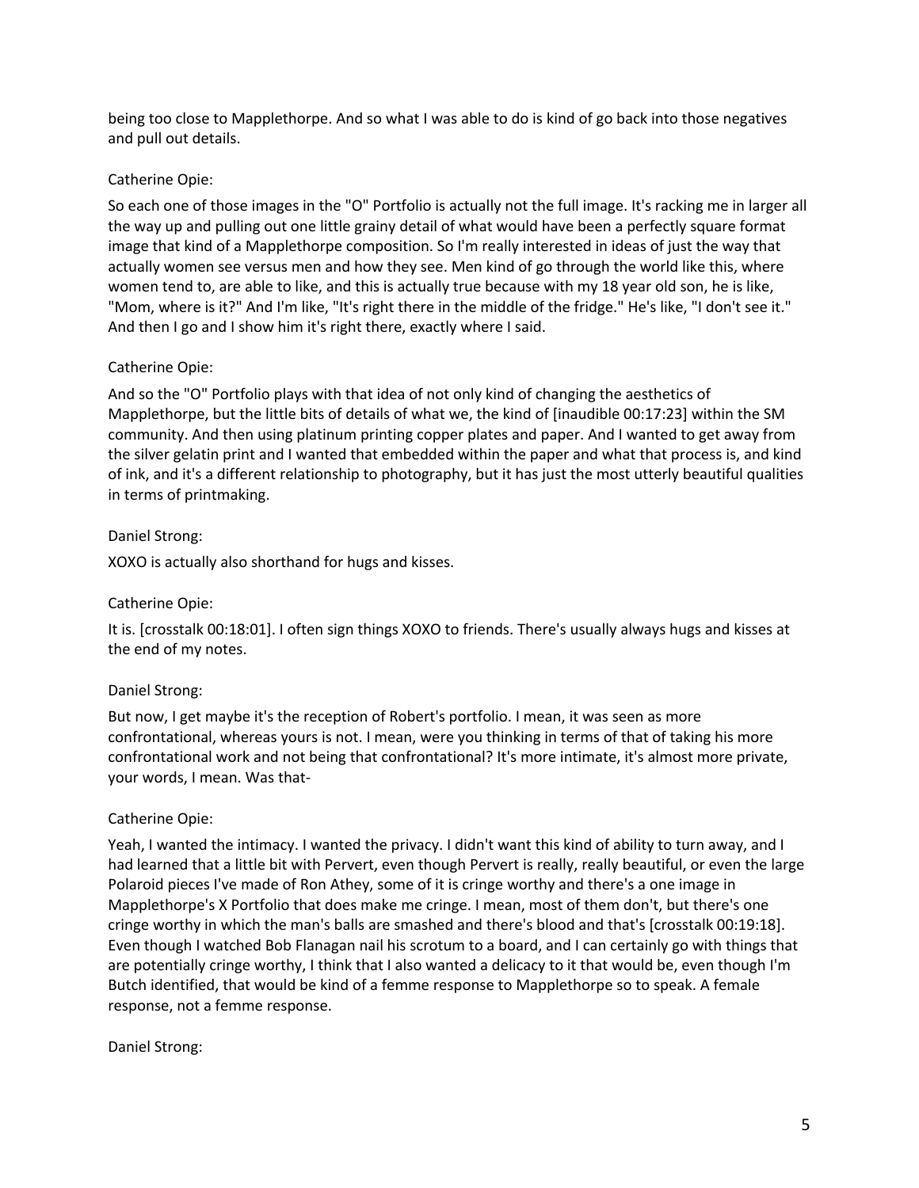being too close to Mapplethorpe. And so what I was able to do is kind of go back into those negatives and pull out details.

Catherine Opie:

So each one of those images in the "O" Portfolio is actually not the full image. It's racking me in larger all the way up and pulling out one little grainy detail of what would have been a perfectly square format image that kind of a Mapplethorpe composition. So I'm really interested in ideas of just the way that actually women see versus men and how they see. Men kind of go through the world like this, where women tend to, are able to like, and this is actually true because with my 18 year old son, he is like, "Mom, where is it?" And I'm like, "It's right there in the middle of the fridge." He's like, "I don't see it." And then I go and I show him it's right there, exactly where I said.

Catherine Opie:

And so the "O" Portfolio plays with that idea of not only kind of changing the aesthetics of Mapplethorpe, but the little bits of details of what we, the kind of [inaudible 00:17:23] within the SM community. And then using platinum printing copper plates and paper. And I wanted to get away from the silver gelatin print and I wanted that embedded within the paper and what that process is, and kind of ink, and it's a different relationship to photography, but it has just the most utterly beautiful qualities in terms of printmaking.

Daniel Strong:

XOXO is actually also shorthand for hugs and kisses.

Catherine Opie:

It is. [crosstalk 00:18:01]. I often sign things XOXO to friends. There's usually always hugs and kisses at the end of my notes.

Daniel Strong:

But now, I get maybe it's the reception of Robert's portfolio. I mean, it was seen as more confrontational, whereas yours is not. I mean, were you thinking in terms of that of taking his more confrontational work and not being that confrontational? It's more intimate, it's almost more private, your words, I mean. Was that-

Catherine Opie:

Yeah, I wanted the intimacy. I wanted the privacy. I didn't want this kind of ability to turn away, and I had learned that a little bit with Pervert, even though Pervert is really, really beautiful, or even the large Polaroid pieces I've made of Ron Athey, some of it is cringe worthy and there's a one image in Mapplethorpe's X Portfolio that does make me cringe. I mean, most of them don't, but there's one cringe worthy in which the man's balls are smashed and there's blood and that's [crosstalk 00:19:18]. Even though I watched Bob Flanagan nail his scrotum to a board, and I can certainly go with things that are potentially cringe worthy, I think that I also wanted a delicacy to it that would be, even though I'm Butch identified, that would be kind of a femme response to Mapplethorpe so to speak. A female response, not a femme response.

Daniel Strong: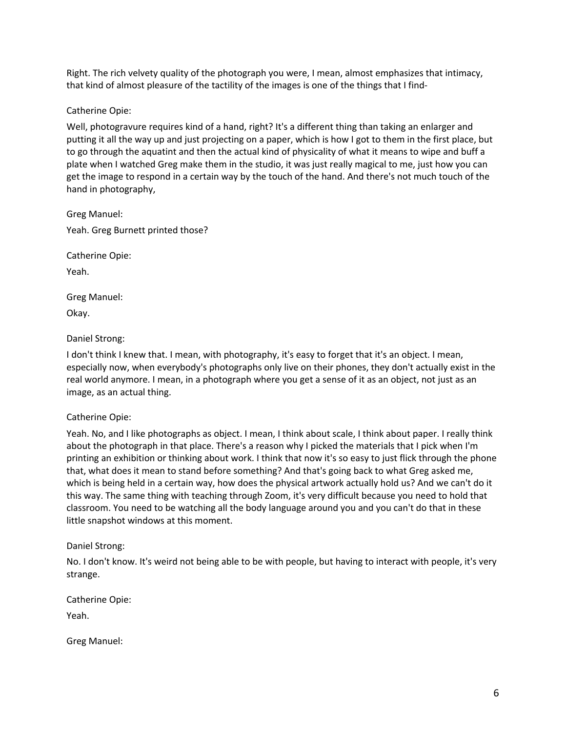Right. The rich velvety quality of the photograph you were, I mean, almost emphasizes that intimacy, that kind of almost pleasure of the tactility of the images is one of the things that I find-

Catherine Opie:

Well, photogravure requires kind of a hand, right? It's a different thing than taking an enlarger and putting it all the way up and just projecting on a paper, which is how I got to them in the first place, but to go through the aquatint and then the actual kind of physicality of what it means to wipe and buff a plate when I watched Greg make them in the studio, it was just really magical to me, just how you can get the image to respond in a certain way by the touch of the hand. And there's not much touch of the hand in photography,

Greg Manuel:

Yeah. Greg Burnett printed those?

Catherine Opie:

Yeah.

Greg Manuel:

Okay.

Daniel Strong:

I don't think I knew that. I mean, with photography, it's easy to forget that it's an object. I mean, especially now, when everybody's photographs only live on their phones, they don't actually exist in the real world anymore. I mean, in a photograph where you get a sense of it as an object, not just as an image, as an actual thing.

Catherine Opie:

Yeah. No, and I like photographs as object. I mean, I think about scale, I think about paper. I really think about the photograph in that place. There's a reason why I picked the materials that I pick when I'm printing an exhibition or thinking about work. I think that now it's so easy to just flick through the phone that, what does it mean to stand before something? And that's going back to what Greg asked me, which is being held in a certain way, how does the physical artwork actually hold us? And we can't do it this way. The same thing with teaching through Zoom, it's very difficult because you need to hold that classroom. You need to be watching all the body language around you and you can't do that in these little snapshot windows at this moment.

Daniel Strong:

No. I don't know. It's weird not being able to be with people, but having to interact with people, it's very strange.

Catherine Opie:

Yeah.

Greg Manuel: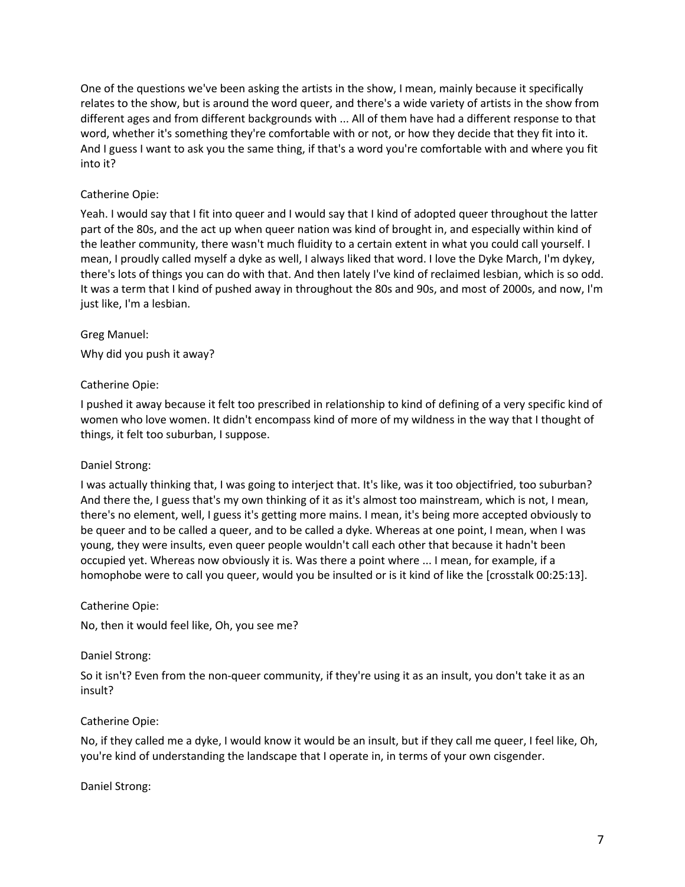One of the questions we've been asking the artists in the show, I mean, mainly because it specifically relates to the show, but is around the word queer, and there's a wide variety of artists in the show from different ages and from different backgrounds with ... All of them have had a different response to that word, whether it's something they're comfortable with or not, or how they decide that they fit into it. And I guess I want to ask you the same thing, if that's a word you're comfortable with and where you fit into it?

Catherine Opie:

Yeah. I would say that I fit into queer and I would say that I kind of adopted queer throughout the latter part of the 80s, and the act up when queer nation was kind of brought in, and especially within kind of the leather community, there wasn't much fluidity to a certain extent in what you could call yourself. I mean, I proudly called myself a dyke as well, I always liked that word. I love the Dyke March, I'm dykey, there's lots of things you can do with that. And then lately I've kind of reclaimed lesbian, which is so odd. It was a term that I kind of pushed away in throughout the 80s and 90s, and most of 2000s, and now, I'm just like, I'm a lesbian.

Greg Manuel:

Why did you push it away?

Catherine Opie:

I pushed it away because it felt too prescribed in relationship to kind of defining of a very specific kind of women who love women. It didn't encompass kind of more of my wildness in the way that I thought of things, it felt too suburban, I suppose.

Daniel Strong:

I was actually thinking that, I was going to interject that. It's like, was it too objectifried, too suburban? And there the, I guess that's my own thinking of it as it's almost too mainstream, which is not, I mean, there's no element, well, I guess it's getting more mains. I mean, it's being more accepted obviously to be queer and to be called a queer, and to be called a dyke. Whereas at one point, I mean, when I was young, they were insults, even queer people wouldn't call each other that because it hadn't been occupied yet. Whereas now obviously it is. Was there a point where ... I mean, for example, if a homophobe were to call you queer, would you be insulted or is it kind of like the [crosstalk 00:25:13].

Catherine Opie:

No, then it would feel like, Oh, you see me?

Daniel Strong:

So it isn't? Even from the non-queer community, if they're using it as an insult, you don't take it as an insult?

Catherine Opie:

No, if they called me a dyke, I would know it would be an insult, but if they call me queer, I feel like, Oh, you're kind of understanding the landscape that I operate in, in terms of your own cisgender.

Daniel Strong: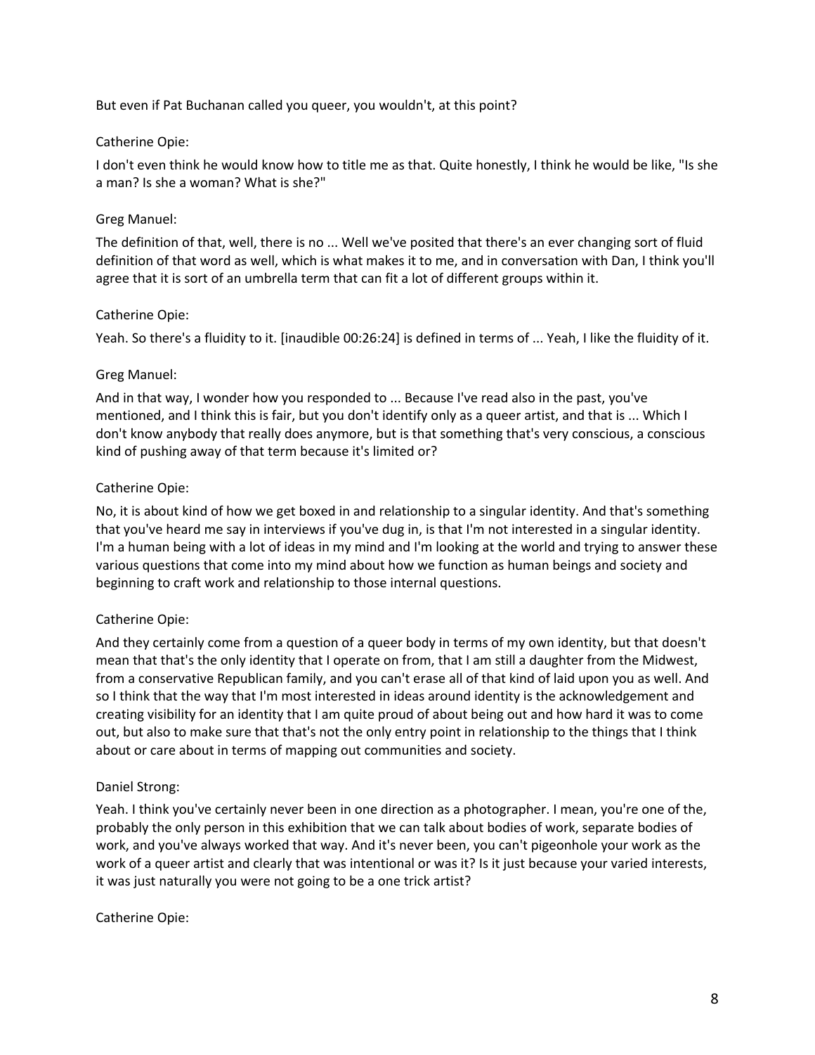But even if Pat Buchanan called you queer, you wouldn't, at this point?

Catherine Opie:

I don't even think he would know how to title me as that. Quite honestly, I think he would be like, "Is she a man? Is she a woman? What is she?"

Greg Manuel:

The definition of that, well, there is no ... Well we've posited that there's an ever changing sort of fluid definition of that word as well, which is what makes it to me, and in conversation with Dan, I think you'll agree that it is sort of an umbrella term that can fit a lot of different groups within it.

Catherine Opie:

Yeah. So there's a fluidity to it. [inaudible 00:26:24] is defined in terms of ... Yeah, I like the fluidity of it.

Greg Manuel:

And in that way, I wonder how you responded to ... Because I've read also in the past, you've mentioned, and I think this is fair, but you don't identify only as a queer artist, and that is ... Which I don't know anybody that really does anymore, but is that something that's very conscious, a conscious kind of pushing away of that term because it's limited or?

Catherine Opie:

No, it is about kind of how we get boxed in and relationship to a singular identity. And that's something that you've heard me say in interviews if you've dug in, is that I'm not interested in a singular identity. I'm a human being with a lot of ideas in my mind and I'm looking at the world and trying to answer these various questions that come into my mind about how we function as human beings and society and beginning to craft work and relationship to those internal questions.

Catherine Opie:

And they certainly come from a question of a queer body in terms of my own identity, but that doesn't mean that that's the only identity that I operate on from, that I am still a daughter from the Midwest, from a conservative Republican family, and you can't erase all of that kind of laid upon you as well. And so I think that the way that I'm most interested in ideas around identity is the acknowledgement and creating visibility for an identity that I am quite proud of about being out and how hard it was to come out, but also to make sure that that's not the only entry point in relationship to the things that I think about or care about in terms of mapping out communities and society.

Daniel Strong:

Yeah. I think you've certainly never been in one direction as a photographer. I mean, you're one of the, probably the only person in this exhibition that we can talk about bodies of work, separate bodies of work, and you've always worked that way. And it's never been, you can't pigeonhole your work as the work of a queer artist and clearly that was intentional or was it? Is it just because your varied interests, it was just naturally you were not going to be a one trick artist?

Catherine Opie: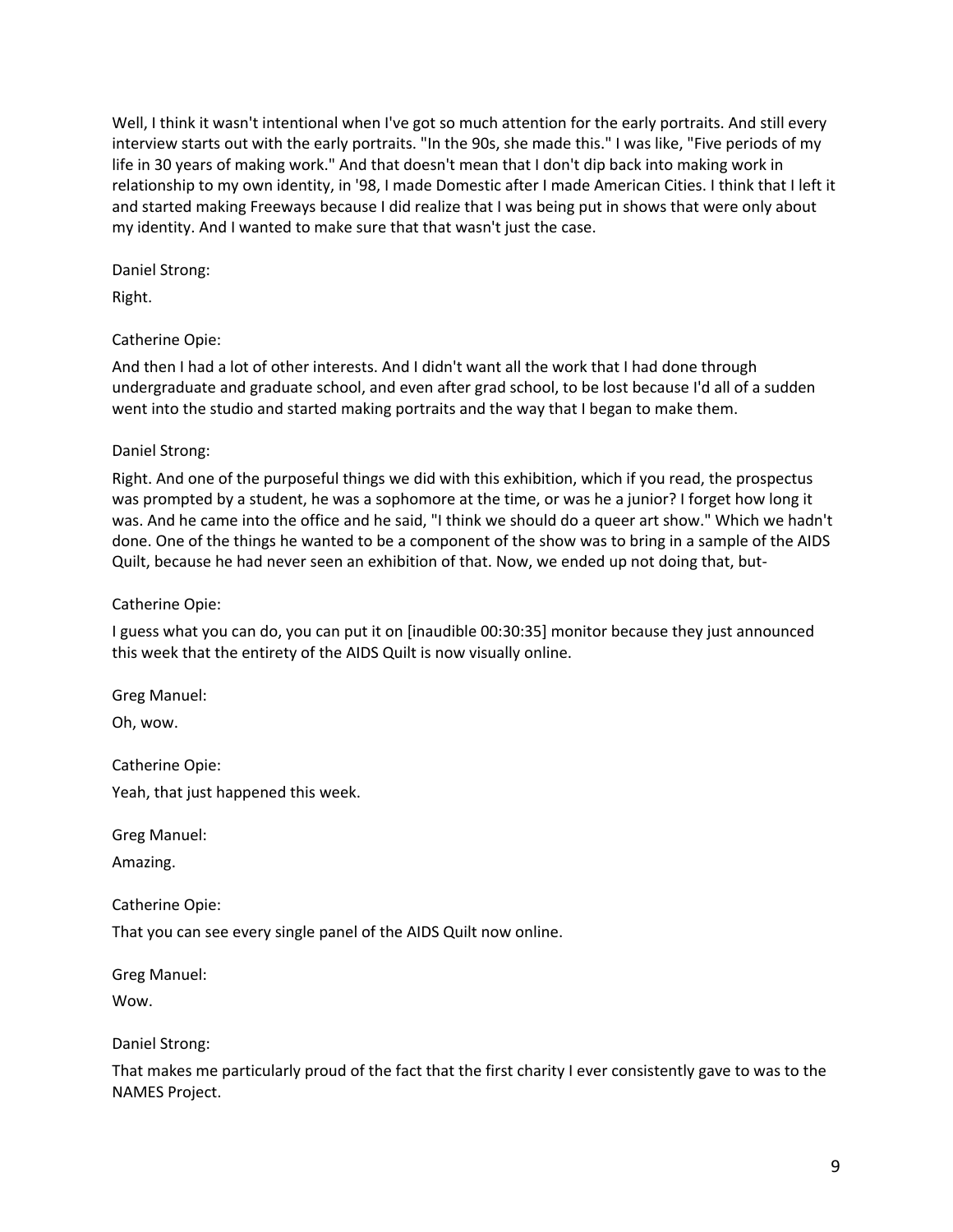Well, I think it wasn't intentional when I've got so much attention for the early portraits. And still every interview starts out with the early portraits. "In the 90s, she made this." I was like, "Five periods of my life in 30 years of making work." And that doesn't mean that I don't dip back into making work in relationship to my own identity, in '98, I made Domestic after I made American Cities. I think that I left it and started making Freeways because I did realize that I was being put in shows that were only about my identity. And I wanted to make sure that that wasn't just the case.

Daniel Strong:

Right.

Catherine Opie:

And then I had a lot of other interests. And I didn't want all the work that I had done through undergraduate and graduate school, and even after grad school, to be lost because I'd all of a sudden went into the studio and started making portraits and the way that I began to make them.

Daniel Strong:

Right. And one of the purposeful things we did with this exhibition, which if you read, the prospectus was prompted by a student, he was a sophomore at the time, or was he a junior? I forget how long it was. And he came into the office and he said, "I think we should do a queer art show." Which we hadn't done. One of the things he wanted to be a component of the show was to bring in a sample of the AIDS Quilt, because he had never seen an exhibition of that. Now, we ended up not doing that, but-

Catherine Opie:

I guess what you can do, you can put it on [inaudible 00:30:35] monitor because they just announced this week that the entirety of the AIDS Quilt is now visually online.

Greg Manuel:

Oh, wow.

Catherine Opie:

Yeah, that just happened this week.

Greg Manuel:

Amazing.

Catherine Opie:

That you can see every single panel of the AIDS Quilt now online.

Greg Manuel:

Wow.

Daniel Strong:

That makes me particularly proud of the fact that the first charity I ever consistently gave to was to the NAMES Project.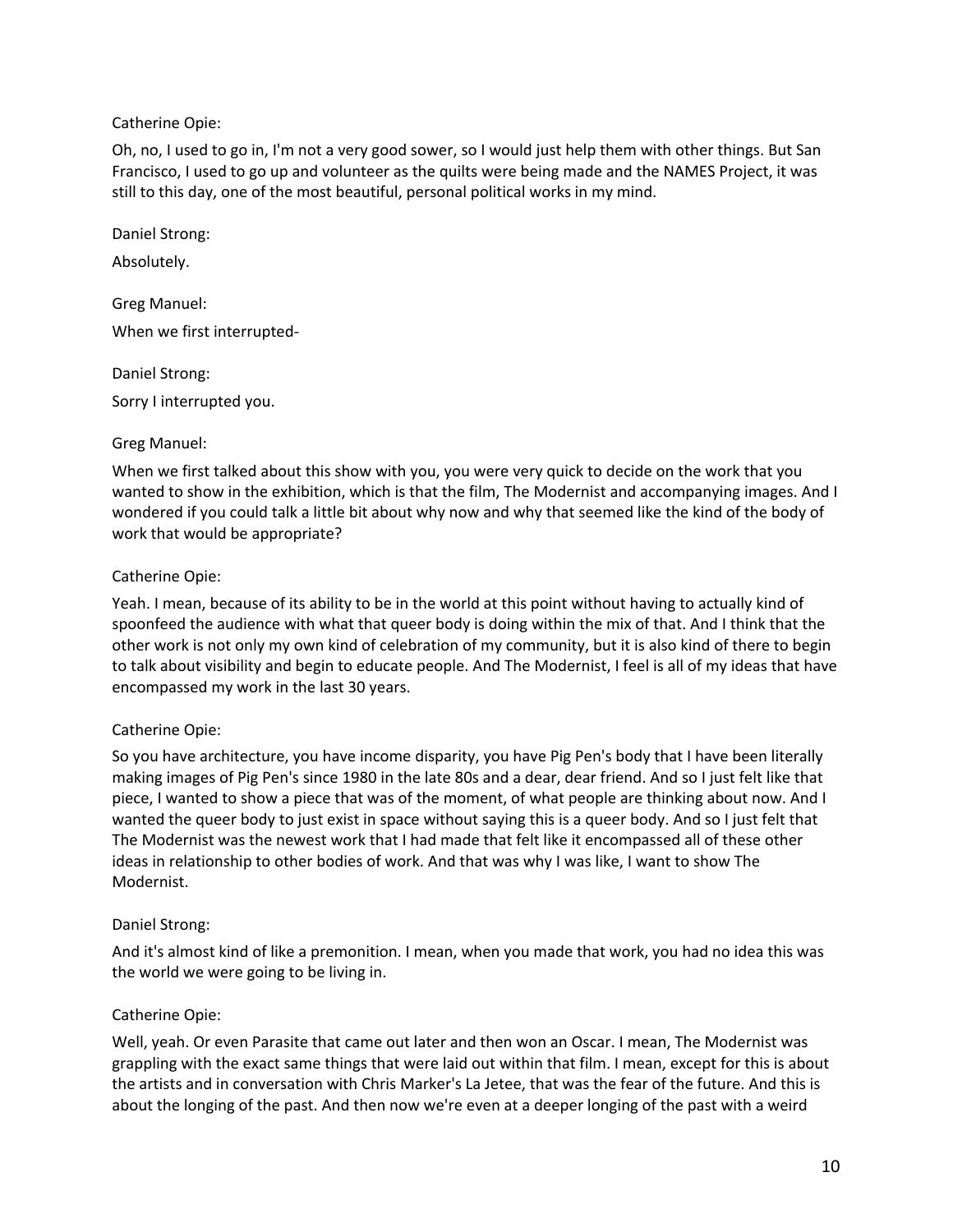Catherine Opie:

Oh, no, I used to go in, I'm not a very good sower, so I would just help them with other things. But San Francisco, I used to go up and volunteer as the quilts were being made and the NAMES Project, it was still to this day, one of the most beautiful, personal political works in my mind.

Daniel Strong:

Absolutely.

Greg Manuel:

When we first interrupted-

Daniel Strong:

Sorry I interrupted you.

Greg Manuel:

When we first talked about this show with you, you were very quick to decide on the work that you wanted to show in the exhibition, which is that the film, The Modernist and accompanying images. And I wondered if you could talk a little bit about why now and why that seemed like the kind of the body of work that would be appropriate?

Catherine Opie:

Yeah. I mean, because of its ability to be in the world at this point without having to actually kind of spoonfeed the audience with what that queer body is doing within the mix of that. And I think that the other work is not only my own kind of celebration of my community, but it is also kind of there to begin to talk about visibility and begin to educate people. And The Modernist, I feel is all of my ideas that have encompassed my work in the last 30 years.

Catherine Opie:

So you have architecture, you have income disparity, you have Pig Pen's body that I have been literally making images of Pig Pen's since 1980 in the late 80s and a dear, dear friend. And so I just felt like that piece, I wanted to show a piece that was of the moment, of what people are thinking about now. And I wanted the queer body to just exist in space without saying this is a queer body. And so I just felt that The Modernist was the newest work that I had made that felt like it encompassed all of these other ideas in relationship to other bodies of work. And that was why I was like, I want to show The Modernist.

Daniel Strong:

And it's almost kind of like a premonition. I mean, when you made that work, you had no idea this was the world we were going to be living in.

Catherine Opie:

Well, yeah. Or even Parasite that came out later and then won an Oscar. I mean, The Modernist was grappling with the exact same things that were laid out within that film. I mean, except for this is about the artists and in conversation with Chris Marker's La Jetee, that was the fear of the future. And this is about the longing of the past. And then now we're even at a deeper longing of the past with a weird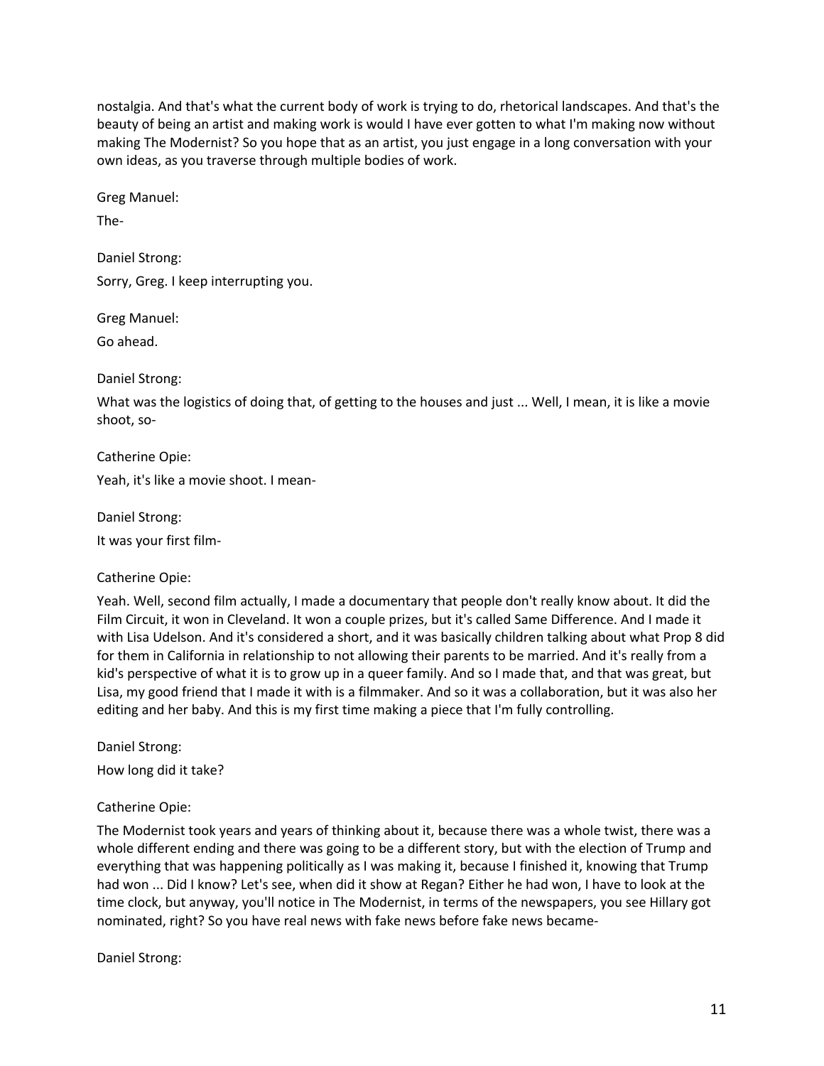nostalgia. And that's what the current body of work is trying to do, rhetorical landscapes. And that's the beauty of being an artist and making work is would I have ever gotten to what I'm making now without making The Modernist? So you hope that as an artist, you just engage in a long conversation with your own ideas, as you traverse through multiple bodies of work.

Greg Manuel:

The-

Daniel Strong:

Sorry, Greg. I keep interrupting you.

Greg Manuel:

Go ahead.

Daniel Strong:

What was the logistics of doing that, of getting to the houses and just ... Well, I mean, it is like a movie shoot, so-

Catherine Opie:

Yeah, it's like a movie shoot. I mean-

Daniel Strong:

It was your first film-

Catherine Opie:

Yeah. Well, second film actually, I made a documentary that people don't really know about. It did the Film Circuit, it won in Cleveland. It won a couple prizes, but it's called Same Difference. And I made it with Lisa Udelson. And it's considered a short, and it was basically children talking about what Prop 8 did for them in California in relationship to not allowing their parents to be married. And it's really from a kid's perspective of what it is to grow up in a queer family. And so I made that, and that was great, but Lisa, my good friend that I made it with is a filmmaker. And so it was a collaboration, but it was also her editing and her baby. And this is my first time making a piece that I'm fully controlling.

Daniel Strong:

How long did it take?

Catherine Opie:

The Modernist took years and years of thinking about it, because there was a whole twist, there was a whole different ending and there was going to be a different story, but with the election of Trump and everything that was happening politically as I was making it, because I finished it, knowing that Trump had won ... Did I know? Let's see, when did it show at Regan? Either he had won, I have to look at the time clock, but anyway, you'll notice in The Modernist, in terms of the newspapers, you see Hillary got nominated, right? So you have real news with fake news before fake news became-

Daniel Strong: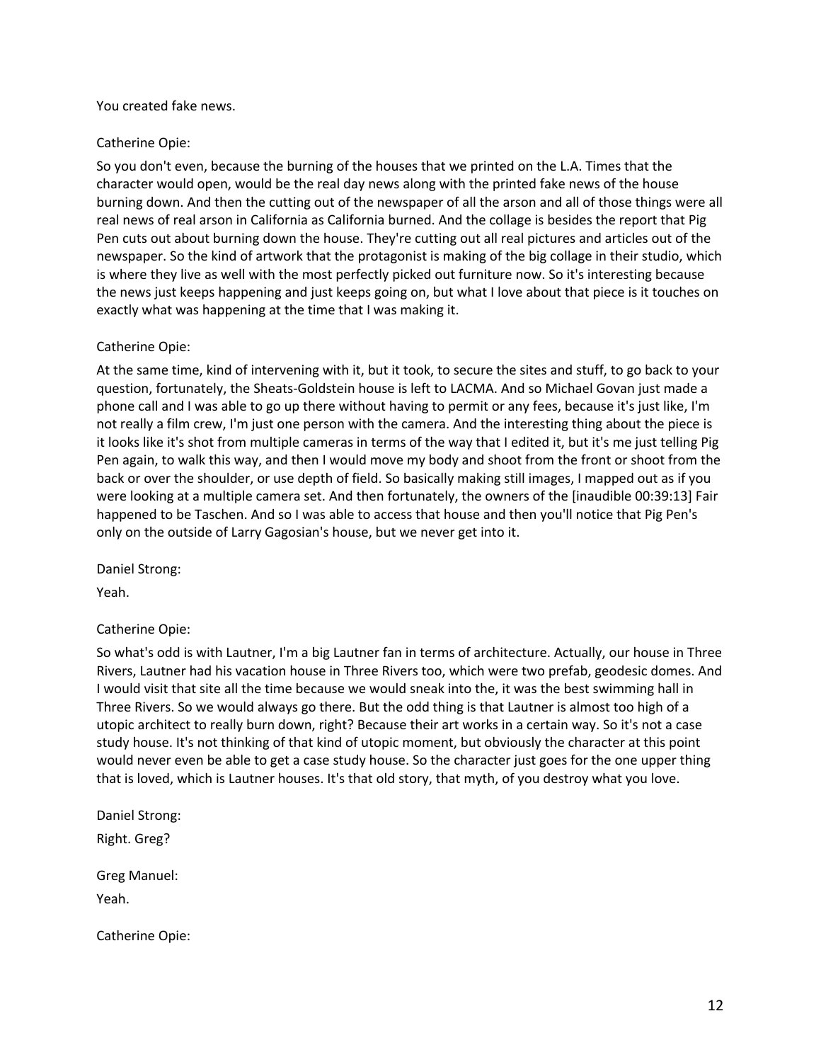You created fake news.

Catherine Opie:

So you don't even, because the burning of the houses that we printed on the L.A. Times that the character would open, would be the real day news along with the printed fake news of the house burning down. And then the cutting out of the newspaper of all the arson and all of those things were all real news of real arson in California as California burned. And the collage is besides the report that Pig Pen cuts out about burning down the house. They're cutting out all real pictures and articles out of the newspaper. So the kind of artwork that the protagonist is making of the big collage in their studio, which is where they live as well with the most perfectly picked out furniture now. So it's interesting because the news just keeps happening and just keeps going on, but what I love about that piece is it touches on exactly what was happening at the time that I was making it.

Catherine Opie:

At the same time, kind of intervening with it, but it took, to secure the sites and stuff, to go back to your question, fortunately, the Sheats-Goldstein house is left to LACMA. And so Michael Govan just made a phone call and I was able to go up there without having to permit or any fees, because it's just like, I'm not really a film crew, I'm just one person with the camera. And the interesting thing about the piece is it looks like it's shot from multiple cameras in terms of the way that I edited it, but it's me just telling Pig Pen again, to walk this way, and then I would move my body and shoot from the front or shoot from the back or over the shoulder, or use depth of field. So basically making still images, I mapped out as if you were looking at a multiple camera set. And then fortunately, the owners of the [inaudible 00:39:13] Fair happened to be Taschen. And so I was able to access that house and then you'll notice that Pig Pen's only on the outside of Larry Gagosian's house, but we never get into it.

Daniel Strong:

Yeah.

Catherine Opie:

So what's odd is with Lautner, I'm a big Lautner fan in terms of architecture. Actually, our house in Three Rivers, Lautner had his vacation house in Three Rivers too, which were two prefab, geodesic domes. And I would visit that site all the time because we would sneak into the, it was the best swimming hall in Three Rivers. So we would always go there. But the odd thing is that Lautner is almost too high of a utopic architect to really burn down, right? Because their art works in a certain way. So it's not a case study house. It's not thinking of that kind of utopic moment, but obviously the character at this point would never even be able to get a case study house. So the character just goes for the one upper thing that is loved, which is Lautner houses. It's that old story, that myth, of you destroy what you love.

Daniel Strong:

Right. Greg?

Greg Manuel:

Yeah.

Catherine Opie: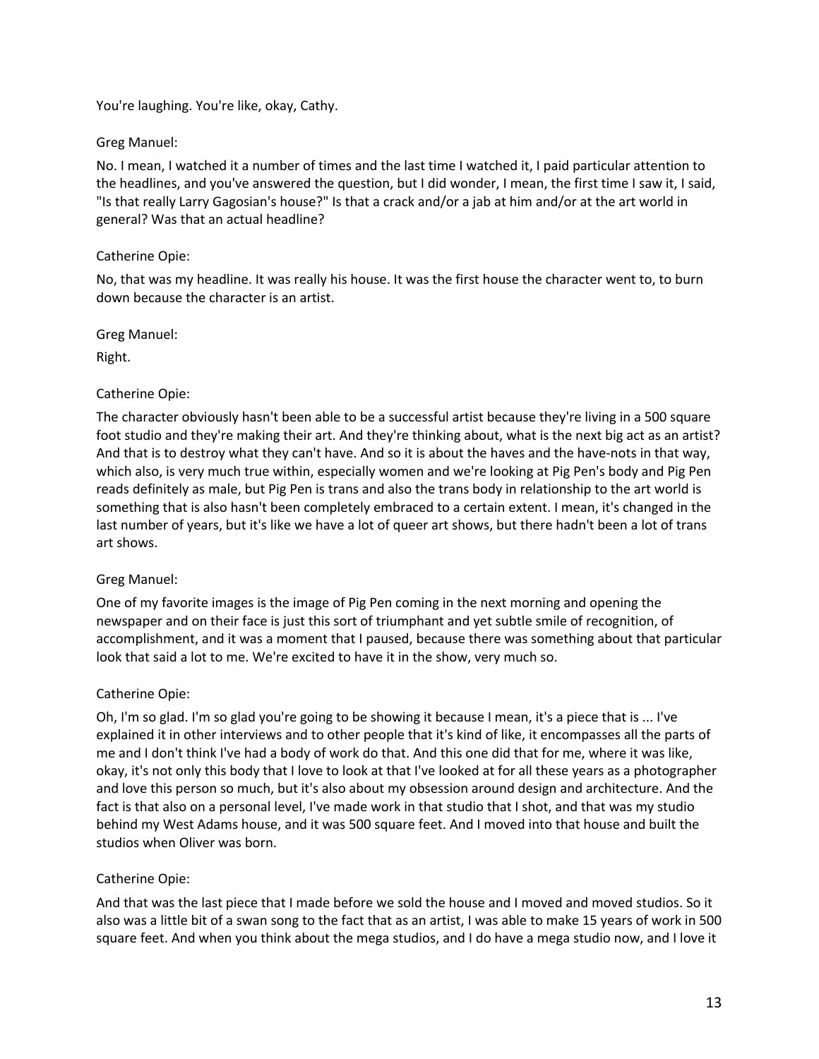You're laughing. You're like, okay, Cathy.

Greg Manuel:

No. I mean, I watched it a number of times and the last time I watched it, I paid particular attention to the headlines, and you've answered the question, but I did wonder, I mean, the first time I saw it, I said, "Is that really Larry Gagosian's house?" Is that a crack and/or a jab at him and/or at the art world in general? Was that an actual headline?

Catherine Opie:

No, that was my headline. It was really his house. It was the first house the character went to, to burn down because the character is an artist.

Greg Manuel:

Right.

Catherine Opie:

The character obviously hasn't been able to be a successful artist because they're living in a 500 square foot studio and they're making their art. And they're thinking about, what is the next big act as an artist? And that is to destroy what they can't have. And so it is about the haves and the have-nots in that way, which also, is very much true within, especially women and we're looking at Pig Pen's body and Pig Pen reads definitely as male, but Pig Pen is trans and also the trans body in relationship to the art world is something that is also hasn't been completely embraced to a certain extent. I mean, it's changed in the last number of years, but it's like we have a lot of queer art shows, but there hadn't been a lot of trans art shows.

Greg Manuel:

One of my favorite images is the image of Pig Pen coming in the next morning and opening the newspaper and on their face is just this sort of triumphant and yet subtle smile of recognition, of accomplishment, and it was a moment that I paused, because there was something about that particular look that said a lot to me. We're excited to have it in the show, very much so.

Catherine Opie:

Oh, I'm so glad. I'm so glad you're going to be showing it because I mean, it's a piece that is ... I've explained it in other interviews and to other people that it's kind of like, it encompasses all the parts of me and I don't think I've had a body of work do that. And this one did that for me, where it was like, okay, it's not only this body that I love to look at that I've looked at for all these years as a photographer and love this person so much, but it's also about my obsession around design and architecture. And the fact is that also on a personal level, I've made work in that studio that I shot, and that was my studio behind my West Adams house, and it was 500 square feet. And I moved into that house and built the studios when Oliver was born.

Catherine Opie:

And that was the last piece that I made before we sold the house and I moved and moved studios. So it also was a little bit of a swan song to the fact that as an artist, I was able to make 15 years of work in 500 square feet. And when you think about the mega studios, and I do have a mega studio now, and I love it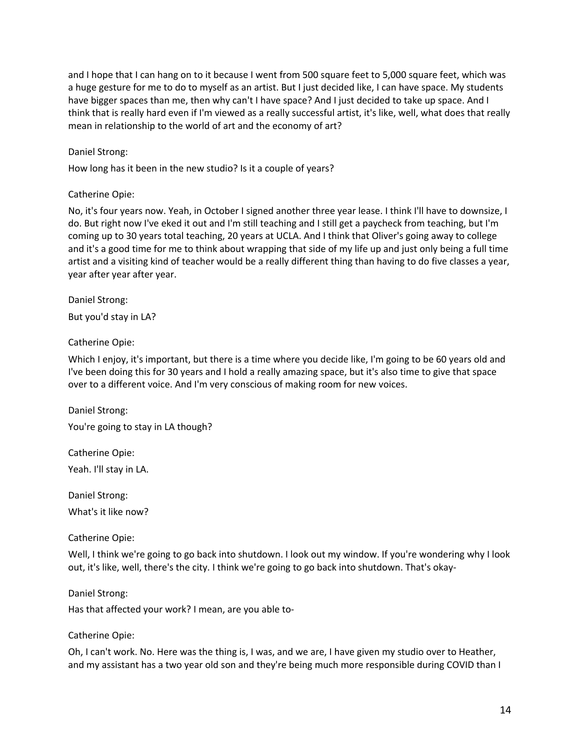and I hope that I can hang on to it because I went from 500 square feet to 5,000 square feet, which was a huge gesture for me to do to myself as an artist. But I just decided like, I can have space. My students have bigger spaces than me, then why can't I have space? And I just decided to take up space. And I think that is really hard even if I'm viewed as a really successful artist, it's like, well, what does that really mean in relationship to the world of art and the economy of art?

Daniel Strong:

How long has it been in the new studio? Is it a couple of years?

Catherine Opie:

No, it's four years now. Yeah, in October I signed another three year lease. I think I'll have to downsize, I do. But right now I've eked it out and I'm still teaching and I still get a paycheck from teaching, but I'm coming up to 30 years total teaching, 20 years at UCLA. And I think that Oliver's going away to college and it's a good time for me to think about wrapping that side of my life up and just only being a full time artist and a visiting kind of teacher would be a really different thing than having to do five classes a year, year after year after year.

Daniel Strong:

But you'd stay in LA?

Catherine Opie:

Which I enjoy, it's important, but there is a time where you decide like, I'm going to be 60 years old and I've been doing this for 30 years and I hold a really amazing space, but it's also time to give that space over to a different voice. And I'm very conscious of making room for new voices.

Daniel Strong:

You're going to stay in LA though?

Catherine Opie:

Yeah. I'll stay in LA.

Daniel Strong:

What's it like now?

Catherine Opie:

Well, I think we're going to go back into shutdown. I look out my window. If you're wondering why I look out, it's like, well, there's the city. I think we're going to go back into shutdown. That's okay-

Daniel Strong:

Has that affected your work? I mean, are you able to-

Catherine Opie:

Oh, I can't work. No. Here was the thing is, I was, and we are, I have given my studio over to Heather, and my assistant has a two year old son and they're being much more responsible during COVID than I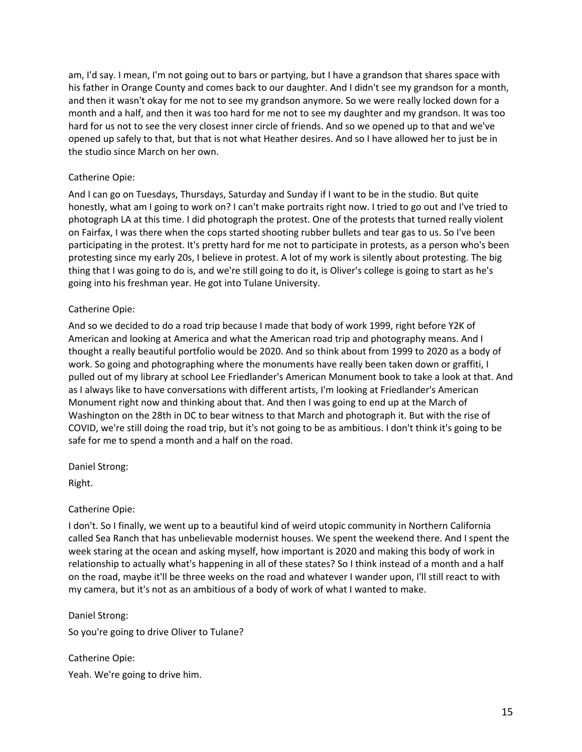am, I'd say. I mean, I'm not going out to bars or partying, but I have a grandson that shares space with his father in Orange County and comes back to our daughter. And I didn't see my grandson for a month, and then it wasn't okay for me not to see my grandson anymore. So we were really locked down for a month and a half, and then it was too hard for me not to see my daughter and my grandson. It was too hard for us not to see the very closest inner circle of friends. And so we opened up to that and we've opened up safely to that, but that is not what Heather desires. And so I have allowed her to just be in the studio since March on her own.

Catherine Opie:

And I can go on Tuesdays, Thursdays, Saturday and Sunday if I want to be in the studio. But quite honestly, what am I going to work on? I can't make portraits right now. I tried to go out and I've tried to photograph LA at this time. I did photograph the protest. One of the protests that turned really violent on Fairfax, I was there when the cops started shooting rubber bullets and tear gas to us. So I've been participating in the protest. It's pretty hard for me not to participate in protests, as a person who's been protesting since my early 20s, I believe in protest. A lot of my work is silently about protesting. The big thing that I was going to do is, and we're still going to do it, is Oliver's college is going to start as he's going into his freshman year. He got into Tulane University.

Catherine Opie:

And so we decided to do a road trip because I made that body of work 1999, right before Y2K of American and looking at America and what the American road trip and photography means. And I thought a really beautiful portfolio would be 2020. And so think about from 1999 to 2020 as a body of work. So going and photographing where the monuments have really been taken down or graffiti, I pulled out of my library at school Lee Friedlander's American Monument book to take a look at that. And as I always like to have conversations with different artists, I'm looking at Friedlander's American Monument right now and thinking about that. And then I was going to end up at the March of Washington on the 28th in DC to bear witness to that March and photograph it. But with the rise of COVID, we're still doing the road trip, but it's not going to be as ambitious. I don't think it's going to be safe for me to spend a month and a half on the road.

Daniel Strong:

Right.

Catherine Opie:

I don't. So I finally, we went up to a beautiful kind of weird utopic community in Northern California called Sea Ranch that has unbelievable modernist houses. We spent the weekend there. And I spent the week staring at the ocean and asking myself, how important is 2020 and making this body of work in relationship to actually what's happening in all of these states? So I think instead of a month and a half on the road, maybe it'll be three weeks on the road and whatever I wander upon, I'll still react to with my camera, but it's not as an ambitious of a body of work of what I wanted to make.

Daniel Strong:

So you're going to drive Oliver to Tulane?

Catherine Opie:

Yeah. We're going to drive him.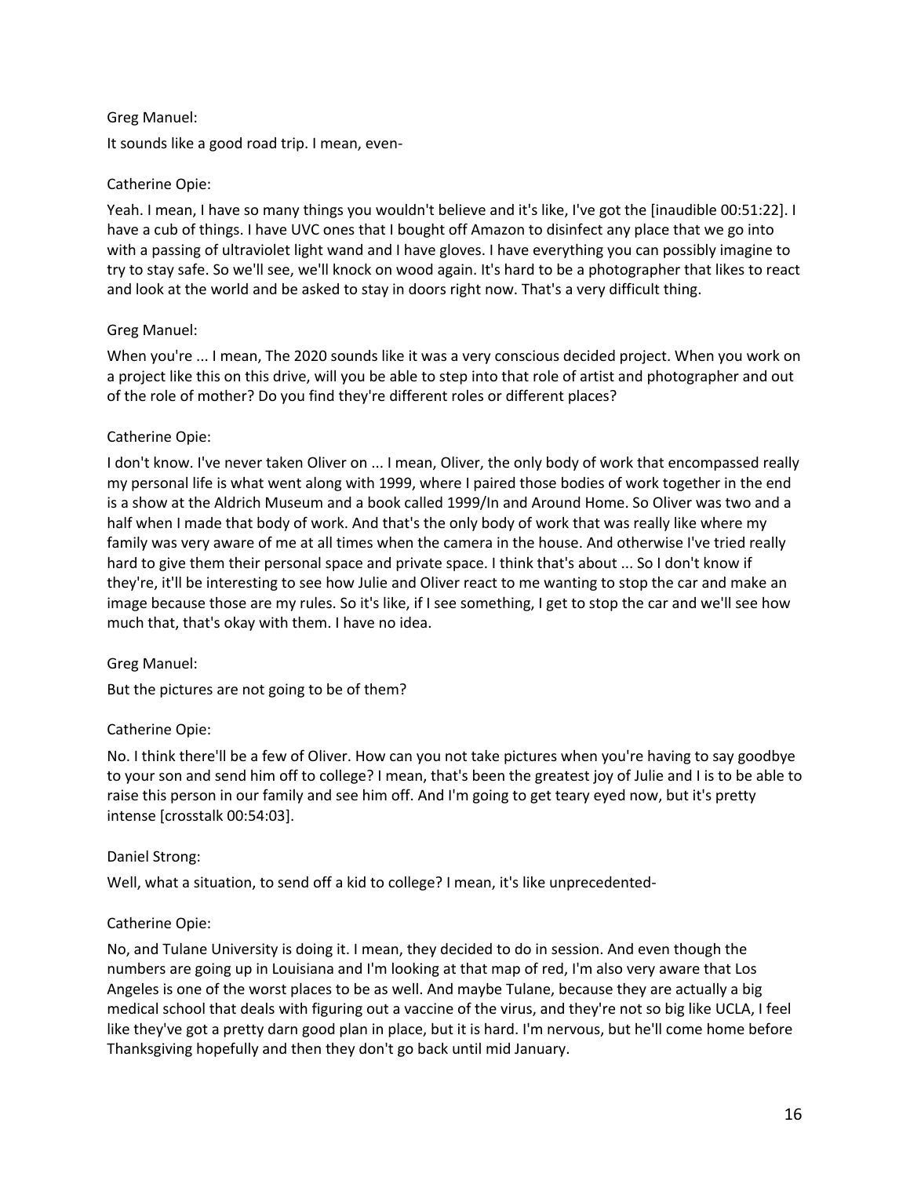Greg Manuel:

It sounds like a good road trip. I mean, even-

Catherine Opie:

Yeah. I mean, I have so many things you wouldn't believe and it's like, I've got the [inaudible 00:51:22]. I have a cub of things. I have UVC ones that I bought off Amazon to disinfect any place that we go into with a passing of ultraviolet light wand and I have gloves. I have everything you can possibly imagine to try to stay safe. So we'll see, we'll knock on wood again. It's hard to be a photographer that likes to react and look at the world and be asked to stay in doors right now. That's a very difficult thing.

Greg Manuel:

When you're ... I mean, The 2020 sounds like it was a very conscious decided project. When you work on a project like this on this drive, will you be able to step into that role of artist and photographer and out of the role of mother? Do you find they're different roles or different places?

Catherine Opie:

I don't know. I've never taken Oliver on ... I mean, Oliver, the only body of work that encompassed really my personal life is what went along with 1999, where I paired those bodies of work together in the end is a show at the Aldrich Museum and a book called 1999/In and Around Home. So Oliver was two and a half when I made that body of work. And that's the only body of work that was really like where my family was very aware of me at all times when the camera in the house. And otherwise I've tried really hard to give them their personal space and private space. I think that's about ... So I don't know if they're, it'll be interesting to see how Julie and Oliver react to me wanting to stop the car and make an image because those are my rules. So it's like, if I see something, I get to stop the car and we'll see how much that, that's okay with them. I have no idea.

Greg Manuel:

But the pictures are not going to be of them?

Catherine Opie:

No. I think there'll be a few of Oliver. How can you not take pictures when you're having to say goodbye to your son and send him off to college? I mean, that's been the greatest joy of Julie and I is to be able to raise this person in our family and see him off. And I'm going to get teary eyed now, but it's pretty intense [crosstalk 00:54:03].

Daniel Strong:

Well, what a situation, to send off a kid to college? I mean, it's like unprecedented-

Catherine Opie:

No, and Tulane University is doing it. I mean, they decided to do in session. And even though the numbers are going up in Louisiana and I'm looking at that map of red, I'm also very aware that Los Angeles is one of the worst places to be as well. And maybe Tulane, because they are actually a big medical school that deals with figuring out a vaccine of the virus, and they're not so big like UCLA, I feel like they've got a pretty darn good plan in place, but it is hard. I'm nervous, but he'll come home before Thanksgiving hopefully and then they don't go back until mid January.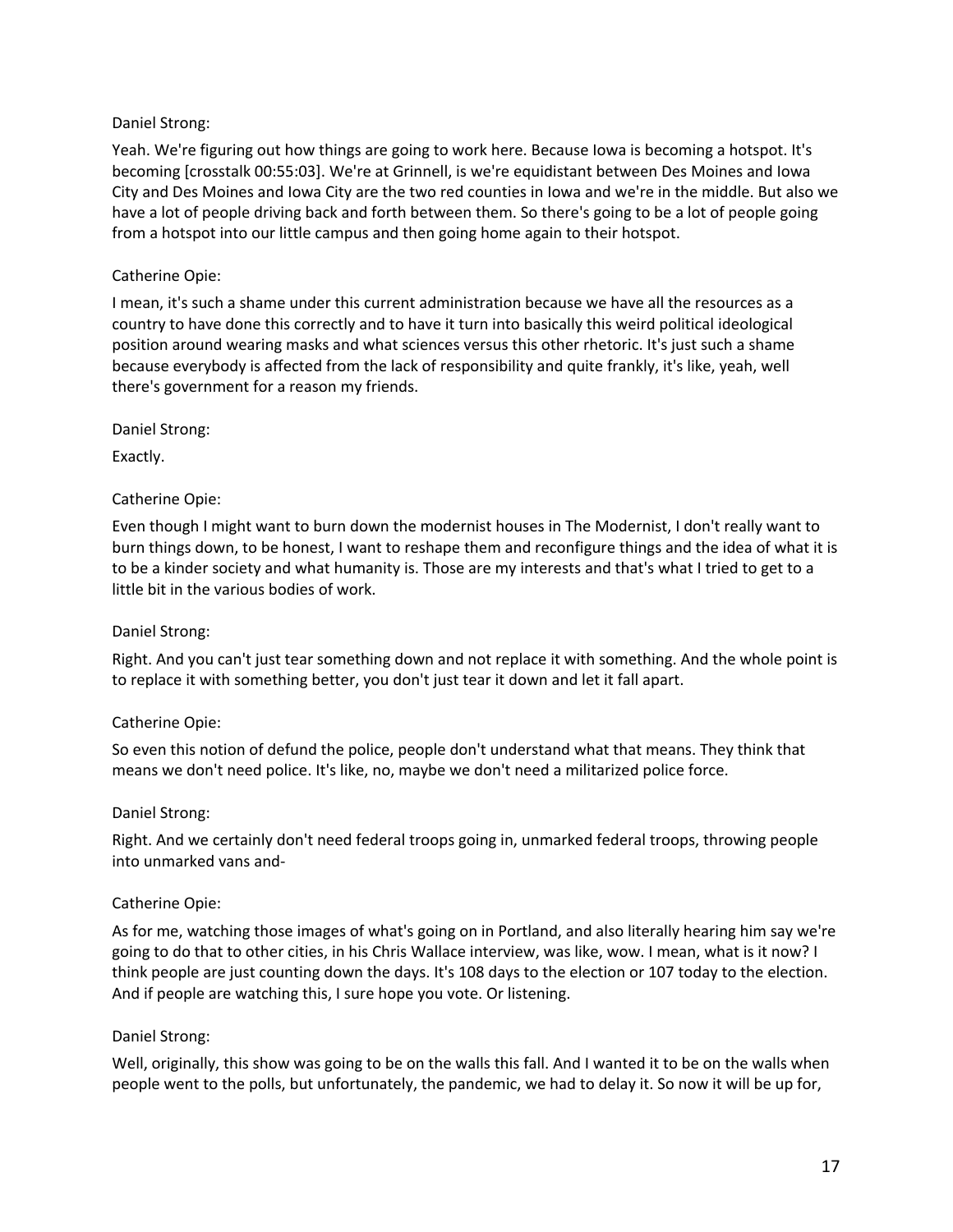Daniel Strong:

Yeah. We're figuring out how things are going to work here. Because Iowa is becoming a hotspot. It's becoming [crosstalk 00:55:03]. We're at Grinnell, is we're equidistant between Des Moines and Iowa City and Des Moines and Iowa City are the two red counties in Iowa and we're in the middle. But also we have a lot of people driving back and forth between them. So there's going to be a lot of people going from a hotspot into our little campus and then going home again to their hotspot.

Catherine Opie:

I mean, it's such a shame under this current administration because we have all the resources as a country to have done this correctly and to have it turn into basically this weird political ideological position around wearing masks and what sciences versus this other rhetoric. It's just such a shame because everybody is affected from the lack of responsibility and quite frankly, it's like, yeah, well there's government for a reason my friends.

Daniel Strong:

Exactly.

Catherine Opie:

Even though I might want to burn down the modernist houses in The Modernist, I don't really want to burn things down, to be honest, I want to reshape them and reconfigure things and the idea of what it is to be a kinder society and what humanity is. Those are my interests and that's what I tried to get to a little bit in the various bodies of work.

Daniel Strong:

Right. And you can't just tear something down and not replace it with something. And the whole point is to replace it with something better, you don't just tear it down and let it fall apart.

Catherine Opie:

So even this notion of defund the police, people don't understand what that means. They think that means we don't need police. It's like, no, maybe we don't need a militarized police force.

Daniel Strong:

Right. And we certainly don't need federal troops going in, unmarked federal troops, throwing people into unmarked vans and-

Catherine Opie:

As for me, watching those images of what's going on in Portland, and also literally hearing him say we're going to do that to other cities, in his Chris Wallace interview, was like, wow. I mean, what is it now? I think people are just counting down the days. It's 108 days to the election or 107 today to the election. And if people are watching this, I sure hope you vote. Or listening.

Daniel Strong:

Well, originally, this show was going to be on the walls this fall. And I wanted it to be on the walls when people went to the polls, but unfortunately, the pandemic, we had to delay it. So now it will be up for,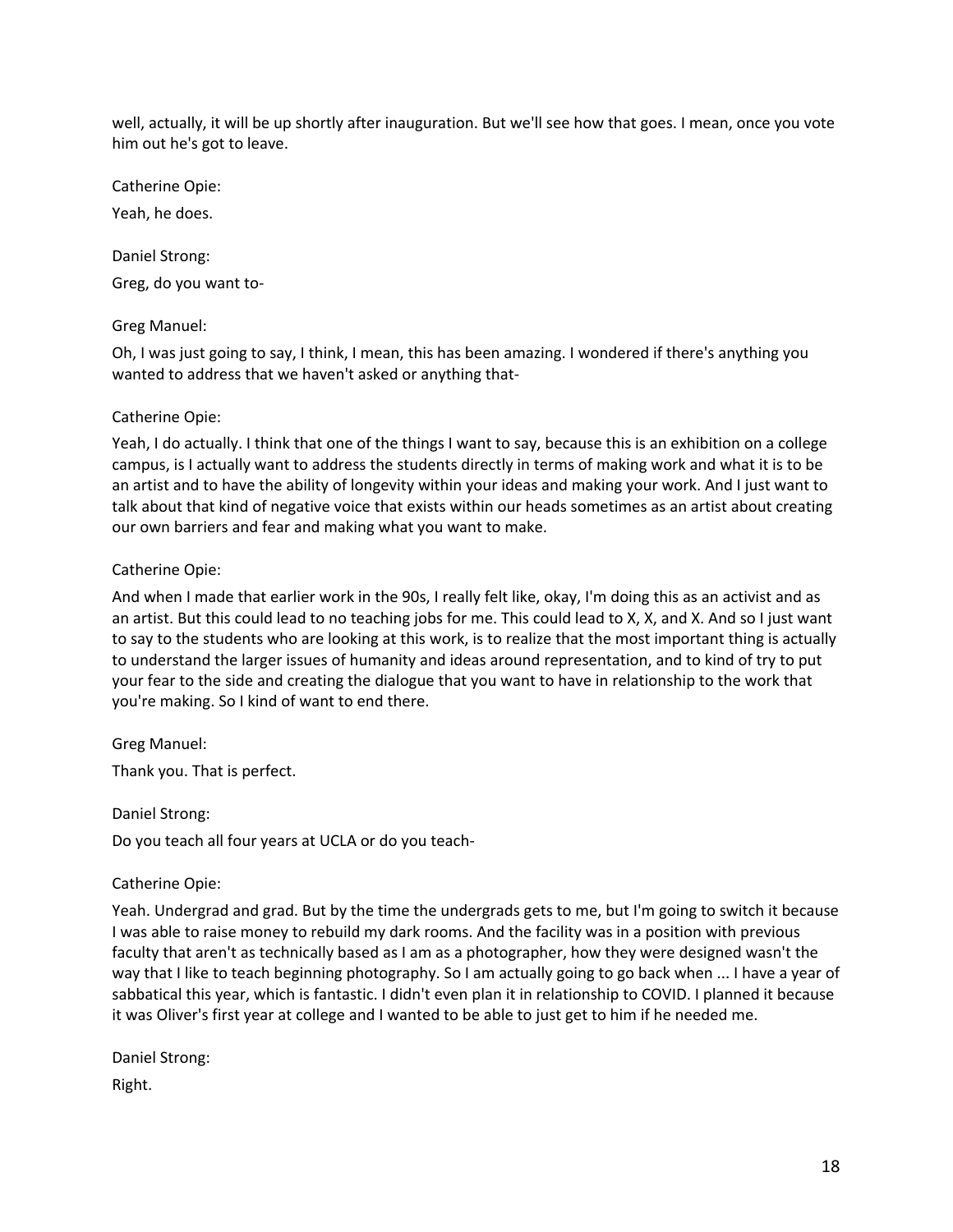well, actually, it will be up shortly after inauguration. But we'll see how that goes. I mean, once you vote him out he's got to leave.

Catherine Opie:

Yeah, he does.

Daniel Strong:

Greg, do you want to-

Greg Manuel:

Oh, I was just going to say, I think, I mean, this has been amazing. I wondered if there's anything you wanted to address that we haven't asked or anything that-

Catherine Opie:

Yeah, I do actually. I think that one of the things I want to say, because this is an exhibition on a college campus, is I actually want to address the students directly in terms of making work and what it is to be an artist and to have the ability of longevity within your ideas and making your work. And I just want to talk about that kind of negative voice that exists within our heads sometimes as an artist about creating our own barriers and fear and making what you want to make.

Catherine Opie:

And when I made that earlier work in the 90s, I really felt like, okay, I'm doing this as an activist and as an artist. But this could lead to no teaching jobs for me. This could lead to X, X, and X. And so I just want to say to the students who are looking at this work, is to realize that the most important thing is actually to understand the larger issues of humanity and ideas around representation, and to kind of try to put your fear to the side and creating the dialogue that you want to have in relationship to the work that you're making. So I kind of want to end there.

Greg Manuel:

Thank you. That is perfect.

Daniel Strong:

Do you teach all four years at UCLA or do you teach-

Catherine Opie:

Yeah. Undergrad and grad. But by the time the undergrads gets to me, but I'm going to switch it because I was able to raise money to rebuild my dark rooms. And the facility was in a position with previous faculty that aren't as technically based as I am as a photographer, how they were designed wasn't the way that I like to teach beginning photography. So I am actually going to go back when ... I have a year of sabbatical this year, which is fantastic. I didn't even plan it in relationship to COVID. I planned it because it was Oliver's first year at college and I wanted to be able to just get to him if he needed me.

Daniel Strong:

Right.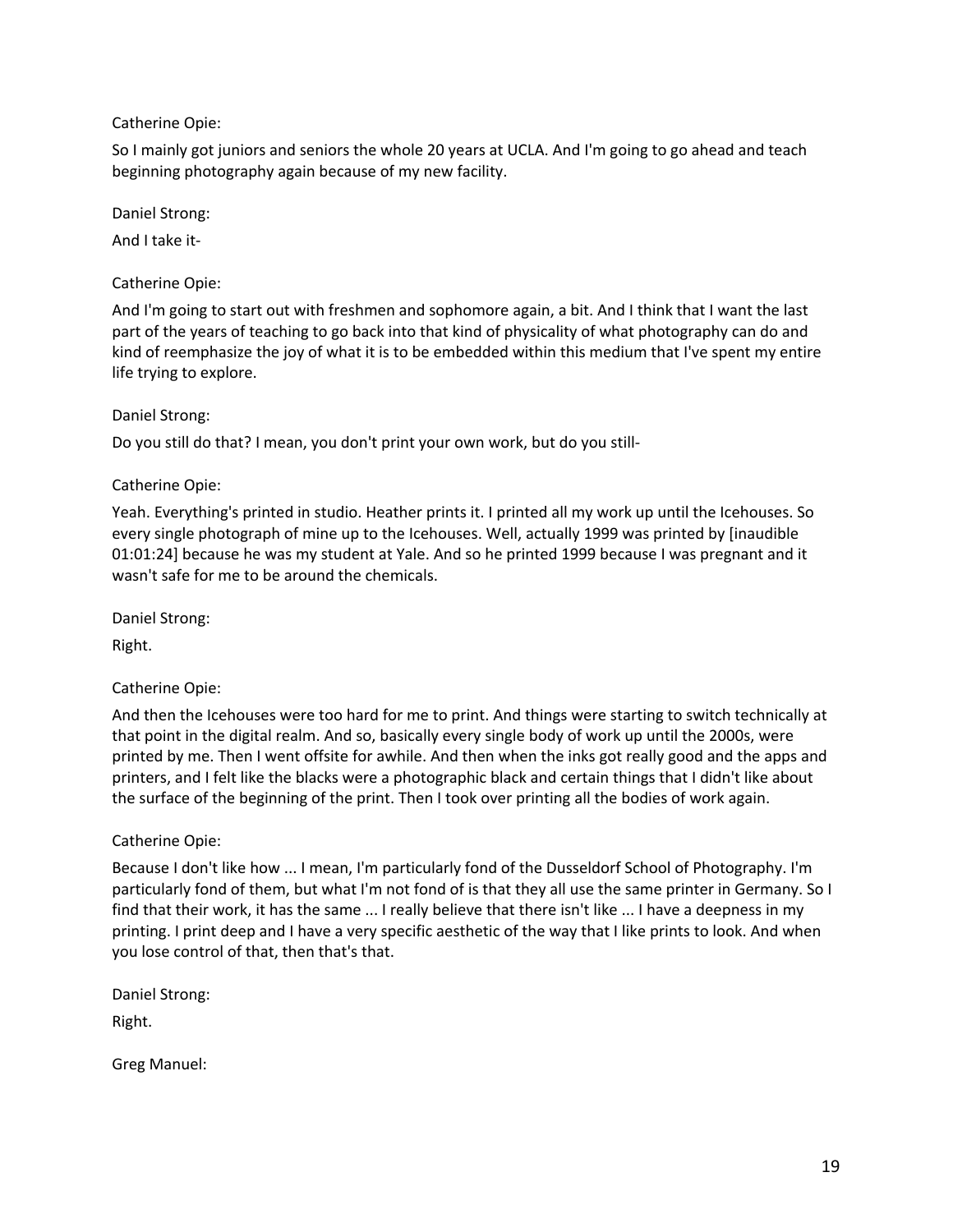Catherine Opie:

So I mainly got juniors and seniors the whole 20 years at UCLA. And I'm going to go ahead and teach beginning photography again because of my new facility.

Daniel Strong:

And I take it-

Catherine Opie:

And I'm going to start out with freshmen and sophomore again, a bit. And I think that I want the last part of the years of teaching to go back into that kind of physicality of what photography can do and kind of reemphasize the joy of what it is to be embedded within this medium that I've spent my entire life trying to explore.

Daniel Strong:

Do you still do that? I mean, you don't print your own work, but do you still-

Catherine Opie:

Yeah. Everything's printed in studio. Heather prints it. I printed all my work up until the Icehouses. So every single photograph of mine up to the Icehouses. Well, actually 1999 was printed by [inaudible 01:01:24] because he was my student at Yale. And so he printed 1999 because I was pregnant and it wasn't safe for me to be around the chemicals.

Daniel Strong:

Right.

Catherine Opie:

And then the Icehouses were too hard for me to print. And things were starting to switch technically at that point in the digital realm. And so, basically every single body of work up until the 2000s, were printed by me. Then I went offsite for awhile. And then when the inks got really good and the apps and printers, and I felt like the blacks were a photographic black and certain things that I didn't like about the surface of the beginning of the print. Then I took over printing all the bodies of work again.

Catherine Opie:

Because I don't like how ... I mean, I'm particularly fond of the Dusseldorf School of Photography. I'm particularly fond of them, but what I'm not fond of is that they all use the same printer in Germany. So I find that their work, it has the same ... I really believe that there isn't like ... I have a deepness in my printing. I print deep and I have a very specific aesthetic of the way that I like prints to look. And when you lose control of that, then that's that.

Daniel Strong:

Right.

Greg Manuel: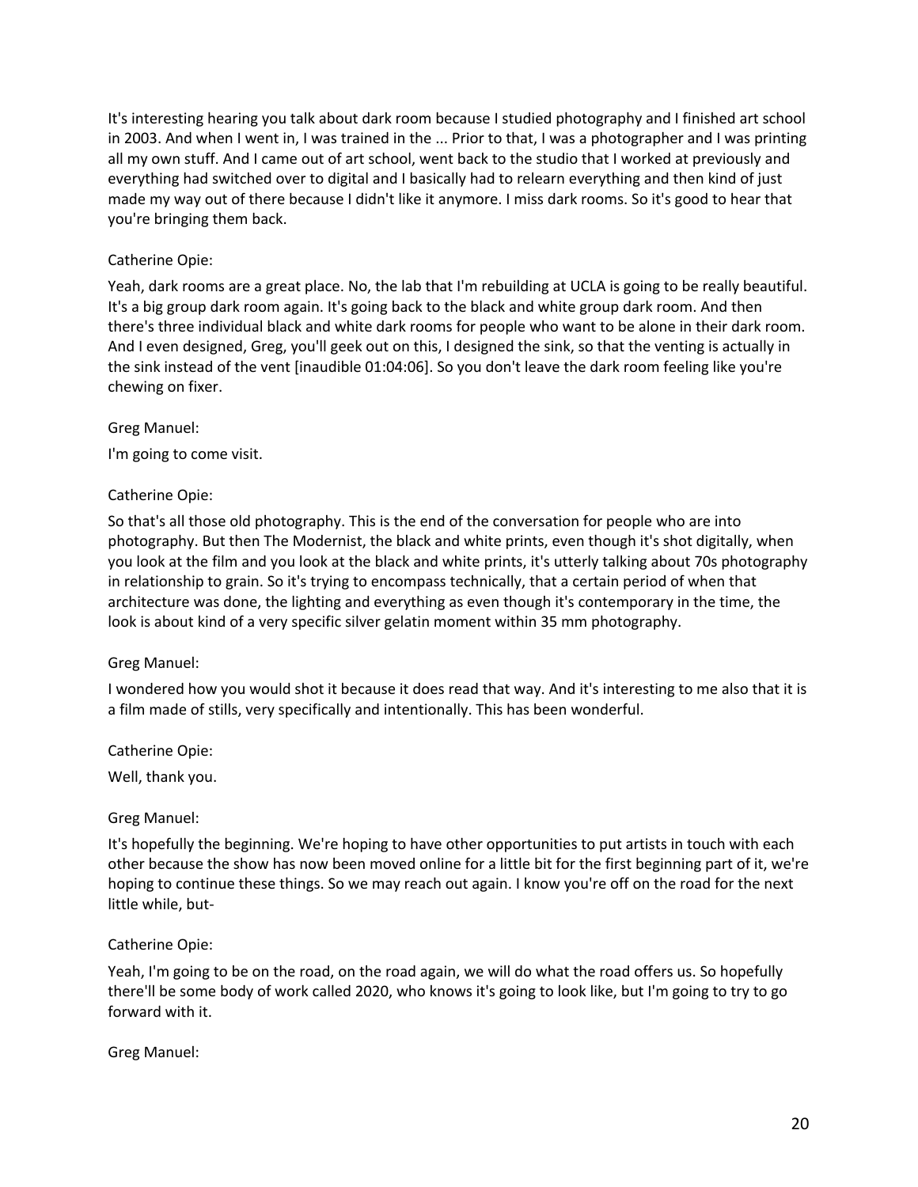It's interesting hearing you talk about dark room because I studied photography and I finished art school in 2003. And when I went in, I was trained in the ... Prior to that, I was a photographer and I was printing all my own stuff. And I came out of art school, went back to the studio that I worked at previously and everything had switched over to digital and I basically had to relearn everything and then kind of just made my way out of there because I didn't like it anymore. I miss dark rooms. So it's good to hear that you're bringing them back.

Catherine Opie:

Yeah, dark rooms are a great place. No, the lab that I'm rebuilding at UCLA is going to be really beautiful. It's a big group dark room again. It's going back to the black and white group dark room. And then there's three individual black and white dark rooms for people who want to be alone in their dark room. And I even designed, Greg, you'll geek out on this, I designed the sink, so that the venting is actually in the sink instead of the vent [inaudible 01:04:06]. So you don't leave the dark room feeling like you're chewing on fixer.

Greg Manuel:

I'm going to come visit.

Catherine Opie:

So that's all those old photography. This is the end of the conversation for people who are into photography. But then The Modernist, the black and white prints, even though it's shot digitally, when you look at the film and you look at the black and white prints, it's utterly talking about 70s photography in relationship to grain. So it's trying to encompass technically, that a certain period of when that architecture was done, the lighting and everything as even though it's contemporary in the time, the look is about kind of a very specific silver gelatin moment within 35 mm photography.

Greg Manuel:

I wondered how you would shot it because it does read that way. And it's interesting to me also that it is a film made of stills, very specifically and intentionally. This has been wonderful.

Catherine Opie:

Well, thank you.

Greg Manuel:

It's hopefully the beginning. We're hoping to have other opportunities to put artists in touch with each other because the show has now been moved online for a little bit for the first beginning part of it, we're hoping to continue these things. So we may reach out again. I know you're off on the road for the next little while, but-

Catherine Opie:

Yeah, I'm going to be on the road, on the road again, we will do what the road offers us. So hopefully there'll be some body of work called 2020, who knows it's going to look like, but I'm going to try to go forward with it.

Greg Manuel: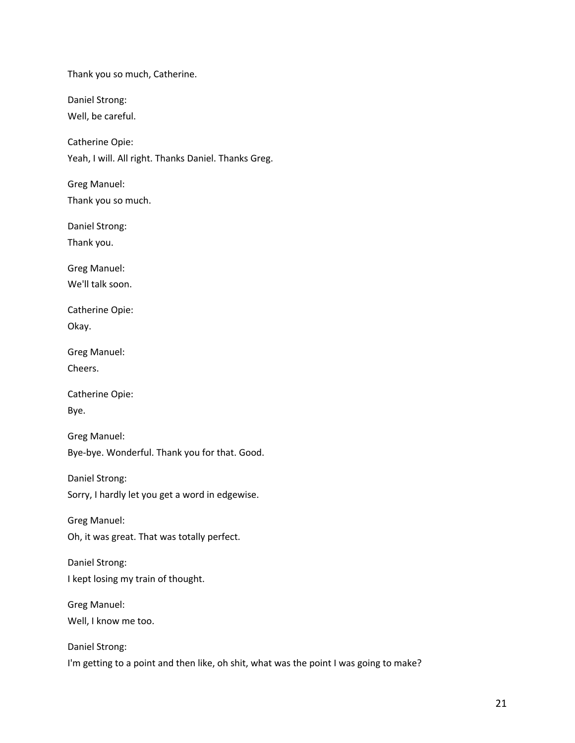Thank you so much, Catherine.

Daniel Strong:
Well, be careful.

Catherine Opie:
Yeah, I will. All right. Thanks Daniel. Thanks Greg.

Greg Manuel:
Thank you so much.

Daniel Strong:
Thank you.

Greg Manuel:
We'll talk soon.

Catherine Opie:
Okay.

Greg Manuel:
Cheers.

Catherine Opie:
Bye.

Greg Manuel:
Bye-bye. Wonderful. Thank you for that. Good.

Daniel Strong:
Sorry, I hardly let you get a word in edgewise.

Greg Manuel:
Oh, it was great. That was totally perfect.

Daniel Strong:
I kept losing my train of thought.

Greg Manuel:
Well, I know me too.

Daniel Strong:
I'm getting to a point and then like, oh shit, what was the point I was going to make?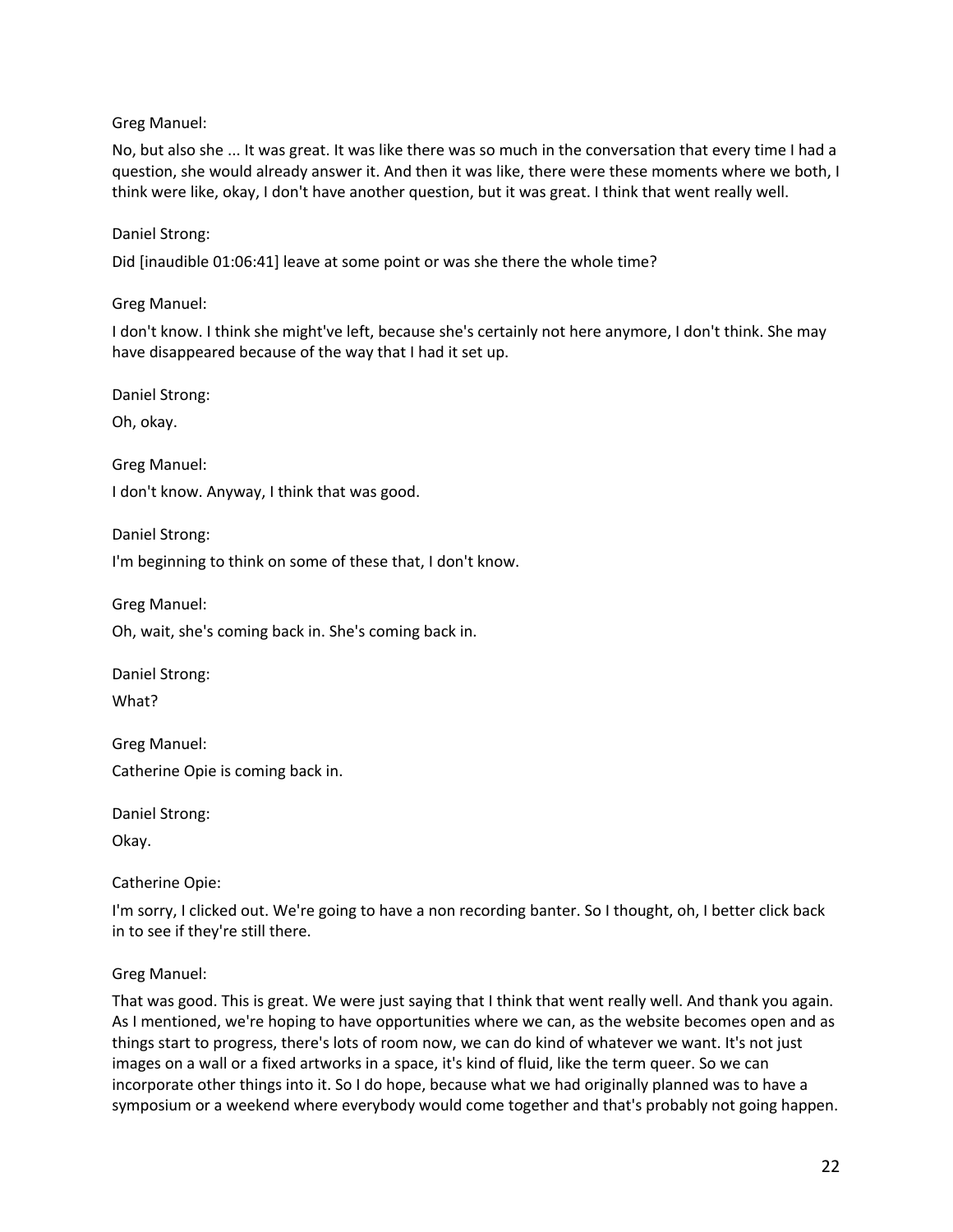Greg Manuel:

No, but also she ... It was great. It was like there was so much in the conversation that every time I had a question, she would already answer it. And then it was like, there were these moments where we both, I think were like, okay, I don't have another question, but it was great. I think that went really well.

Daniel Strong:

Did [inaudible 01:06:41] leave at some point or was she there the whole time?

Greg Manuel:

I don't know. I think she might've left, because she's certainly not here anymore, I don't think. She may have disappeared because of the way that I had it set up.

Daniel Strong:

Oh, okay.

Greg Manuel:

I don't know. Anyway, I think that was good.

Daniel Strong:

I'm beginning to think on some of these that, I don't know.

Greg Manuel:

Oh, wait, she's coming back in. She's coming back in.

Daniel Strong:

What?

Greg Manuel:

Catherine Opie is coming back in.

Daniel Strong:

Okay.

Catherine Opie:

I'm sorry, I clicked out. We're going to have a non recording banter. So I thought, oh, I better click back in to see if they're still there.

Greg Manuel:

That was good. This is great. We were just saying that I think that went really well. And thank you again. As I mentioned, we're hoping to have opportunities where we can, as the website becomes open and as things start to progress, there's lots of room now, we can do kind of whatever we want. It's not just images on a wall or a fixed artworks in a space, it's kind of fluid, like the term queer. So we can incorporate other things into it. So I do hope, because what we had originally planned was to have a symposium or a weekend where everybody would come together and that's probably not going happen.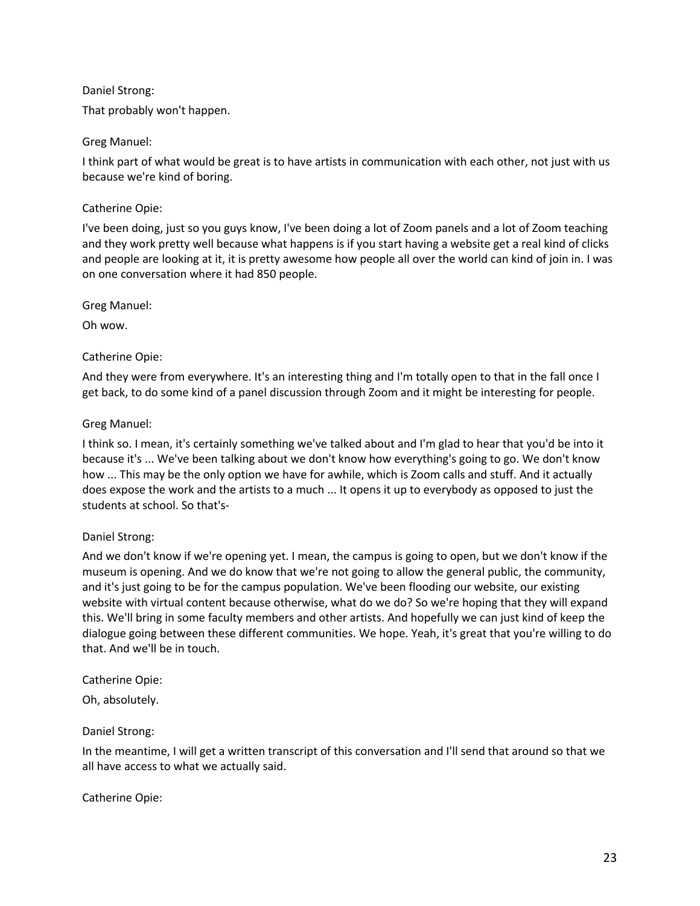Daniel Strong:

That probably won't happen.

Greg Manuel:

I think part of what would be great is to have artists in communication with each other, not just with us because we're kind of boring.

Catherine Opie:

I've been doing, just so you guys know, I've been doing a lot of Zoom panels and a lot of Zoom teaching and they work pretty well because what happens is if you start having a website get a real kind of clicks and people are looking at it, it is pretty awesome how people all over the world can kind of join in. I was on one conversation where it had 850 people.

Greg Manuel:

Oh wow.

Catherine Opie:

And they were from everywhere. It's an interesting thing and I'm totally open to that in the fall once I get back, to do some kind of a panel discussion through Zoom and it might be interesting for people.

Greg Manuel:

I think so. I mean, it's certainly something we've talked about and I'm glad to hear that you'd be into it because it's ... We've been talking about we don't know how everything's going to go. We don't know how ... This may be the only option we have for awhile, which is Zoom calls and stuff. And it actually does expose the work and the artists to a much ... It opens it up to everybody as opposed to just the students at school. So that's-

Daniel Strong:

And we don't know if we're opening yet. I mean, the campus is going to open, but we don't know if the museum is opening. And we do know that we're not going to allow the general public, the community, and it's just going to be for the campus population. We've been flooding our website, our existing website with virtual content because otherwise, what do we do? So we're hoping that they will expand this. We'll bring in some faculty members and other artists. And hopefully we can just kind of keep the dialogue going between these different communities. We hope. Yeah, it's great that you're willing to do that. And we'll be in touch.

Catherine Opie:

Oh, absolutely.

Daniel Strong:

In the meantime, I will get a written transcript of this conversation and I'll send that around so that we all have access to what we actually said.

Catherine Opie: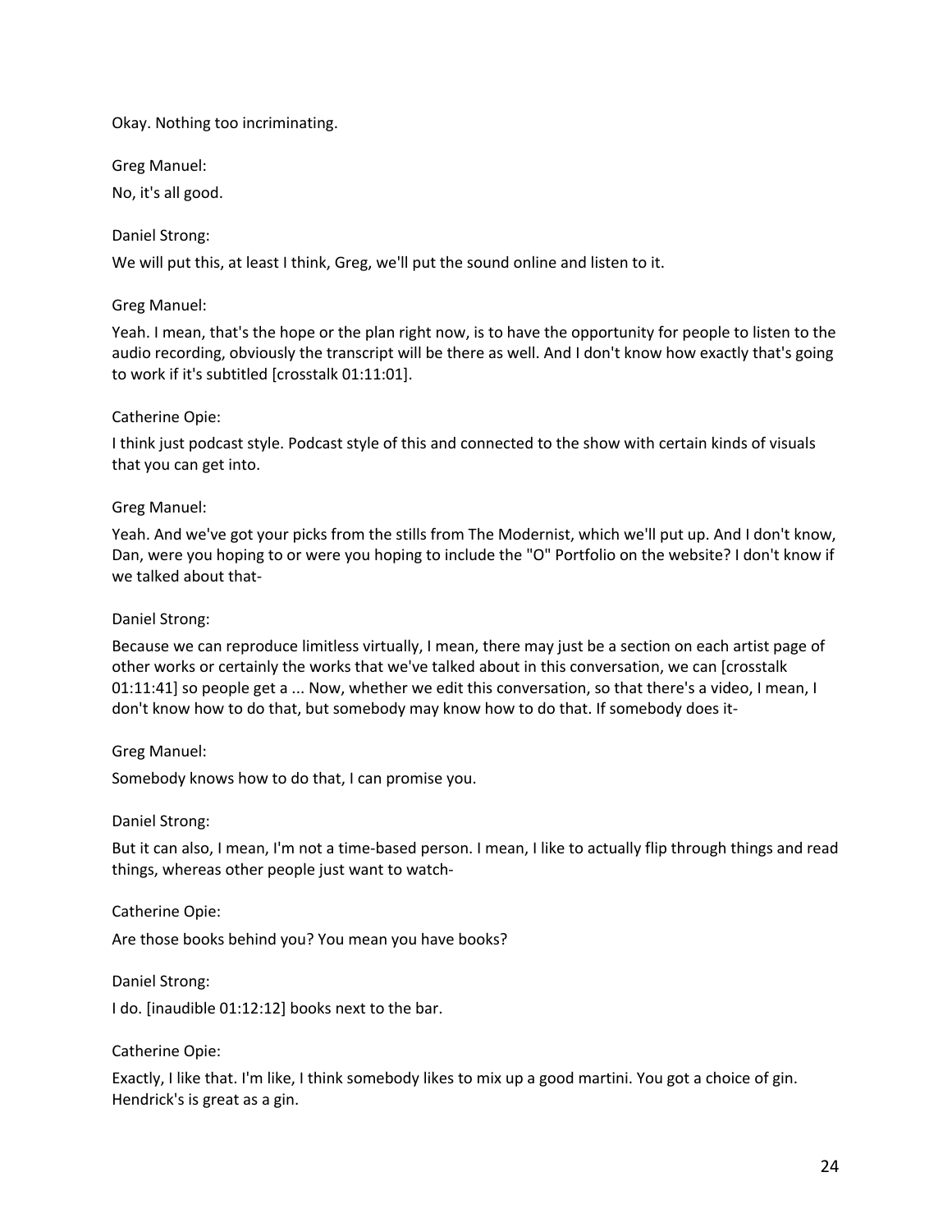Okay. Nothing too incriminating.

Greg Manuel:

No, it's all good.

Daniel Strong:

We will put this, at least I think, Greg, we'll put the sound online and listen to it.

Greg Manuel:

Yeah. I mean, that's the hope or the plan right now, is to have the opportunity for people to listen to the audio recording, obviously the transcript will be there as well. And I don't know how exactly that's going to work if it's subtitled [crosstalk 01:11:01].

Catherine Opie:

I think just podcast style. Podcast style of this and connected to the show with certain kinds of visuals that you can get into.

Greg Manuel:

Yeah. And we've got your picks from the stills from The Modernist, which we'll put up. And I don't know, Dan, were you hoping to or were you hoping to include the "O" Portfolio on the website? I don't know if we talked about that-

Daniel Strong:

Because we can reproduce limitless virtually, I mean, there may just be a section on each artist page of other works or certainly the works that we've talked about in this conversation, we can [crosstalk 01:11:41] so people get a ... Now, whether we edit this conversation, so that there's a video, I mean, I don't know how to do that, but somebody may know how to do that. If somebody does it-

Greg Manuel:

Somebody knows how to do that, I can promise you.

Daniel Strong:

But it can also, I mean, I'm not a time-based person. I mean, I like to actually flip through things and read things, whereas other people just want to watch-

Catherine Opie:

Are those books behind you? You mean you have books?

Daniel Strong:

I do. [inaudible 01:12:12] books next to the bar.

Catherine Opie:

Exactly, I like that. I'm like, I think somebody likes to mix up a good martini. You got a choice of gin. Hendrick's is great as a gin.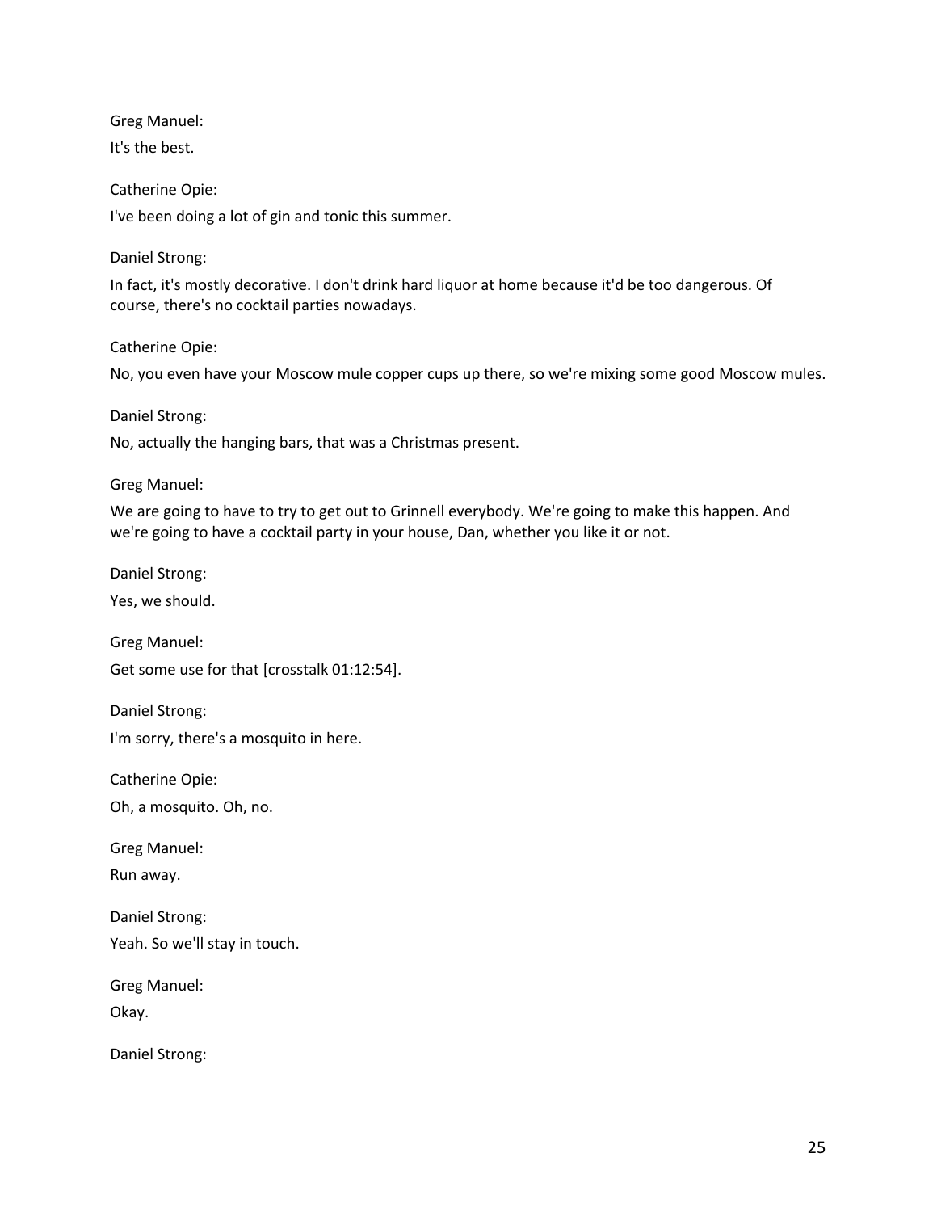Greg Manuel:

It's the best.

Catherine Opie:

I've been doing a lot of gin and tonic this summer.

Daniel Strong:

In fact, it's mostly decorative. I don't drink hard liquor at home because it'd be too dangerous. Of course, there's no cocktail parties nowadays.

Catherine Opie:

No, you even have your Moscow mule copper cups up there, so we're mixing some good Moscow mules.

Daniel Strong:

No, actually the hanging bars, that was a Christmas present.

Greg Manuel:

We are going to have to try to get out to Grinnell everybody. We're going to make this happen. And we're going to have a cocktail party in your house, Dan, whether you like it or not.

Daniel Strong:

Yes, we should.

Greg Manuel:

Get some use for that [crosstalk 01:12:54].

Daniel Strong:

I'm sorry, there's a mosquito in here.

Catherine Opie:

Oh, a mosquito. Oh, no.

Greg Manuel:

Run away.

Daniel Strong:

Yeah. So we'll stay in touch.

Greg Manuel:

Okay.

Daniel Strong: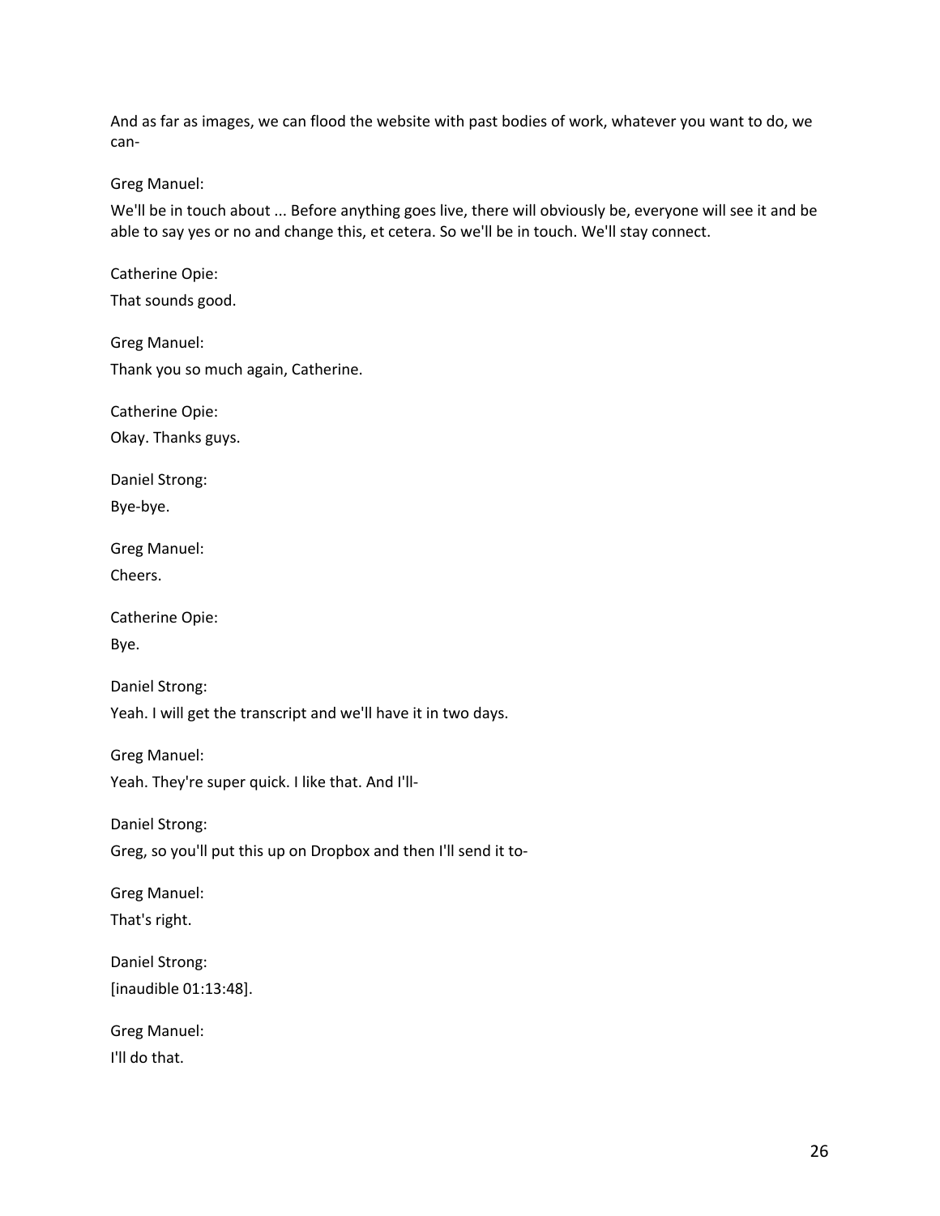And as far as images, we can flood the website with past bodies of work, whatever you want to do, we can-

Greg Manuel:

We'll be in touch about ... Before anything goes live, there will obviously be, everyone will see it and be able to say yes or no and change this, et cetera. So we'll be in touch. We'll stay connect.

Catherine Opie:

That sounds good.

Greg Manuel:

Thank you so much again, Catherine.

Catherine Opie:

Okay. Thanks guys.

Daniel Strong:

Bye-bye.

Greg Manuel:

Cheers.

Catherine Opie:

Bye.

Daniel Strong:

Yeah. I will get the transcript and we'll have it in two days.

Greg Manuel:

Yeah. They're super quick. I like that. And I'll-

Daniel Strong:

Greg, so you'll put this up on Dropbox and then I'll send it to-

Greg Manuel:

That's right.

Daniel Strong:

[inaudible 01:13:48].

Greg Manuel:

I'll do that.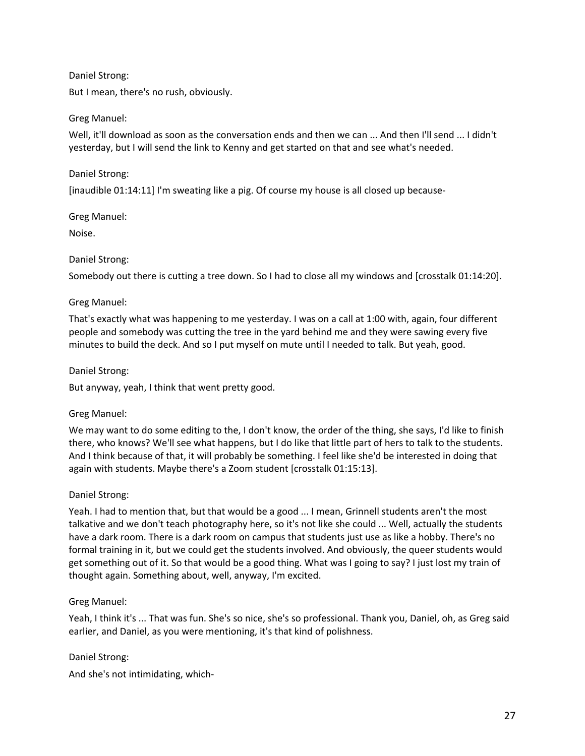Daniel Strong:

But I mean, there's no rush, obviously.

Greg Manuel:

Well, it'll download as soon as the conversation ends and then we can ... And then I'll send ... I didn't yesterday, but I will send the link to Kenny and get started on that and see what's needed.

Daniel Strong:

[inaudible 01:14:11] I'm sweating like a pig. Of course my house is all closed up because-

Greg Manuel:

Noise.

Daniel Strong:

Somebody out there is cutting a tree down. So I had to close all my windows and [crosstalk 01:14:20].

Greg Manuel:

That's exactly what was happening to me yesterday. I was on a call at 1:00 with, again, four different people and somebody was cutting the tree in the yard behind me and they were sawing every five minutes to build the deck. And so I put myself on mute until I needed to talk. But yeah, good.

Daniel Strong:

But anyway, yeah, I think that went pretty good.

Greg Manuel:

We may want to do some editing to the, I don't know, the order of the thing, she says, I'd like to finish there, who knows? We'll see what happens, but I do like that little part of hers to talk to the students. And I think because of that, it will probably be something. I feel like she'd be interested in doing that again with students. Maybe there's a Zoom student [crosstalk 01:15:13].

Daniel Strong:

Yeah. I had to mention that, but that would be a good ... I mean, Grinnell students aren't the most talkative and we don't teach photography here, so it's not like she could ... Well, actually the students have a dark room. There is a dark room on campus that students just use as like a hobby. There's no formal training in it, but we could get the students involved. And obviously, the queer students would get something out of it. So that would be a good thing. What was I going to say? I just lost my train of thought again. Something about, well, anyway, I'm excited.

Greg Manuel:

Yeah, I think it's ... That was fun. She's so nice, she's so professional. Thank you, Daniel, oh, as Greg said earlier, and Daniel, as you were mentioning, it's that kind of polishness.

Daniel Strong:

And she's not intimidating, which-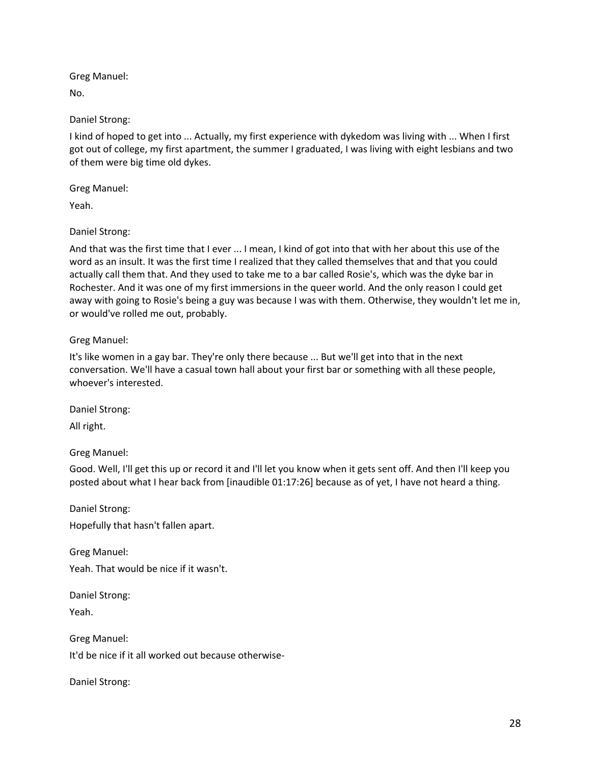Greg Manuel:

No.

Daniel Strong:

I kind of hoped to get into ... Actually, my first experience with dykedom was living with ... When I first got out of college, my first apartment, the summer I graduated, I was living with eight lesbians and two of them were big time old dykes.

Greg Manuel:

Yeah.

Daniel Strong:

And that was the first time that I ever ... I mean, I kind of got into that with her about this use of the word as an insult. It was the first time I realized that they called themselves that and that you could actually call them that. And they used to take me to a bar called Rosie's, which was the dyke bar in Rochester. And it was one of my first immersions in the queer world. And the only reason I could get away with going to Rosie's being a guy was because I was with them. Otherwise, they wouldn't let me in, or would've rolled me out, probably.

Greg Manuel:

It's like women in a gay bar. They're only there because ... But we'll get into that in the next conversation. We'll have a casual town hall about your first bar or something with all these people, whoever's interested.

Daniel Strong:

All right.

Greg Manuel:

Good. Well, I'll get this up or record it and I'll let you know when it gets sent off. And then I'll keep you posted about what I hear back from [inaudible 01:17:26] because as of yet, I have not heard a thing.

Daniel Strong:

Hopefully that hasn't fallen apart.

Greg Manuel:

Yeah. That would be nice if it wasn't.

Daniel Strong:

Yeah.

Greg Manuel:

It'd be nice if it all worked out because otherwise-

Daniel Strong: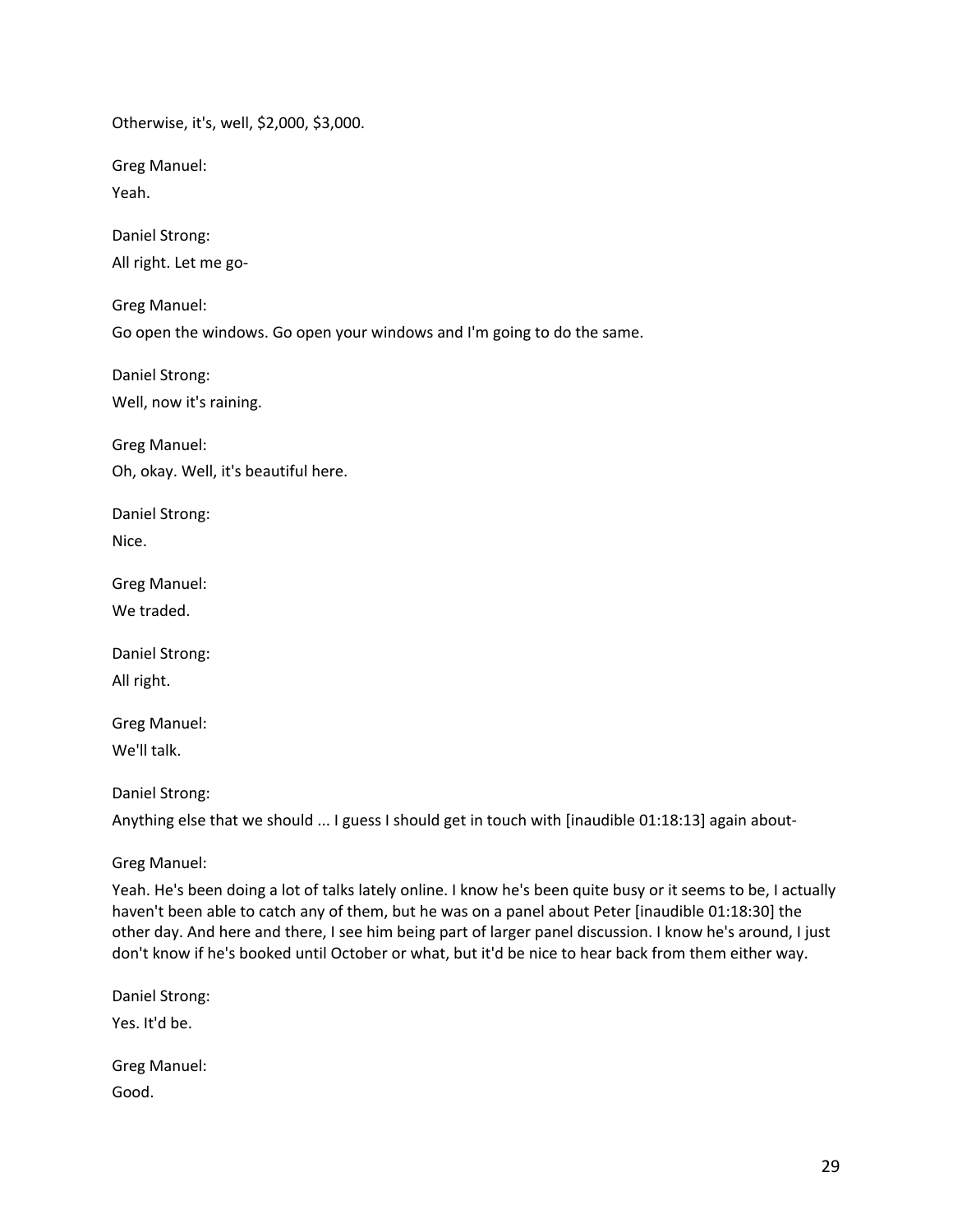Otherwise, it's, well, $2,000, $3,000.

Greg Manuel:

Yeah.

Daniel Strong:

All right. Let me go-

Greg Manuel:

Go open the windows. Go open your windows and I'm going to do the same.

Daniel Strong:

Well, now it's raining.

Greg Manuel:

Oh, okay. Well, it's beautiful here.

Daniel Strong:

Nice.

Greg Manuel:

We traded.

Daniel Strong:

All right.

Greg Manuel:

We'll talk.

Daniel Strong:

Anything else that we should ... I guess I should get in touch with [inaudible 01:18:13] again about-

Greg Manuel:

Yeah. He's been doing a lot of talks lately online. I know he's been quite busy or it seems to be, I actually haven't been able to catch any of them, but he was on a panel about Peter [inaudible 01:18:30] the other day. And here and there, I see him being part of larger panel discussion. I know he's around, I just don't know if he's booked until October or what, but it'd be nice to hear back from them either way.

Daniel Strong:

Yes. It'd be.

Greg Manuel:

Good.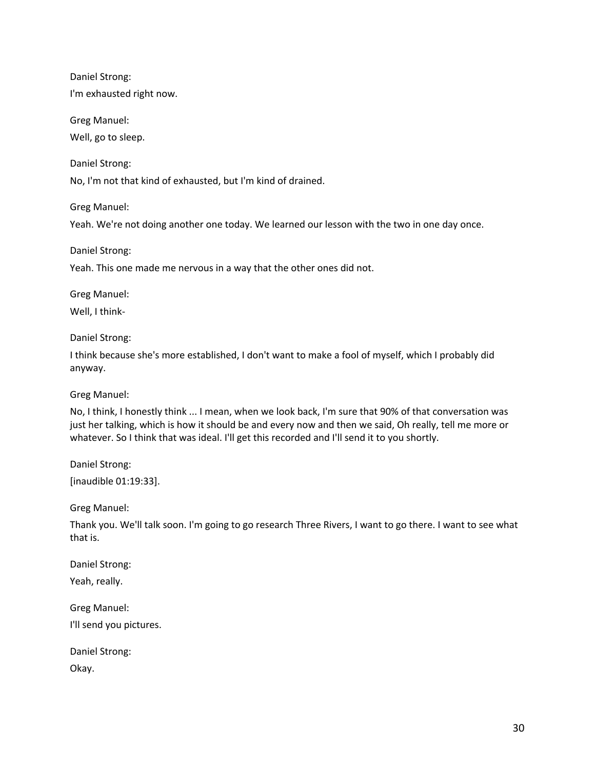Daniel Strong:

I'm exhausted right now.

Greg Manuel:

Well, go to sleep.

Daniel Strong:

No, I'm not that kind of exhausted, but I'm kind of drained.

Greg Manuel:

Yeah. We're not doing another one today. We learned our lesson with the two in one day once.

Daniel Strong:

Yeah. This one made me nervous in a way that the other ones did not.

Greg Manuel:

Well, I think-

Daniel Strong:

I think because she's more established, I don't want to make a fool of myself, which I probably did anyway.

Greg Manuel:

No, I think, I honestly think ... I mean, when we look back, I'm sure that 90% of that conversation was just her talking, which is how it should be and every now and then we said, Oh really, tell me more or whatever. So I think that was ideal. I'll get this recorded and I'll send it to you shortly.

Daniel Strong:

[inaudible 01:19:33].

Greg Manuel:

Thank you. We'll talk soon. I'm going to go research Three Rivers, I want to go there. I want to see what that is.

Daniel Strong:

Yeah, really.

Greg Manuel:

I'll send you pictures.

Daniel Strong:

Okay.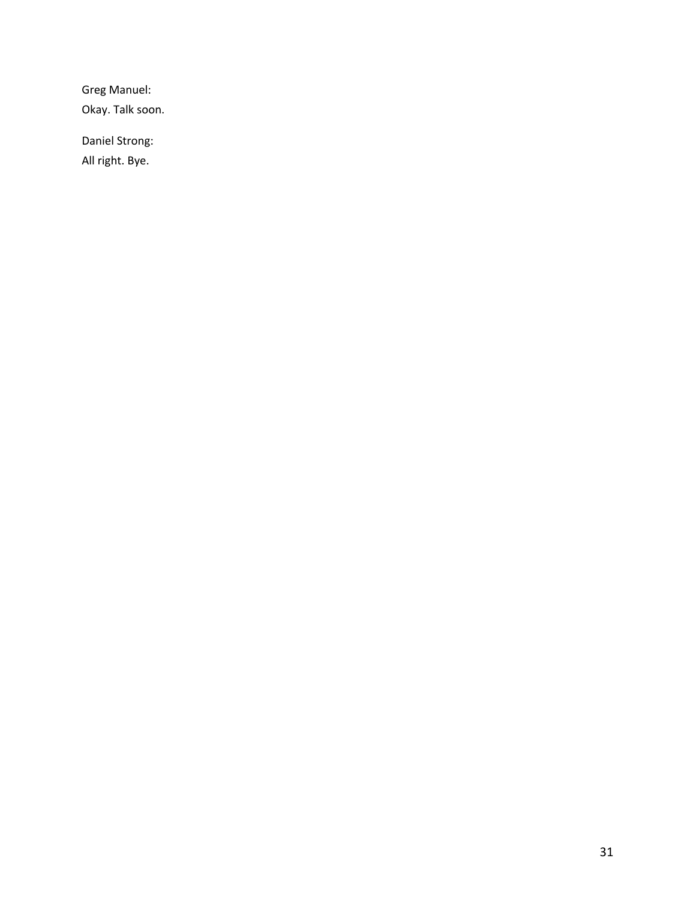Greg Manuel:
Okay. Talk soon.

Daniel Strong:
All right. Bye.